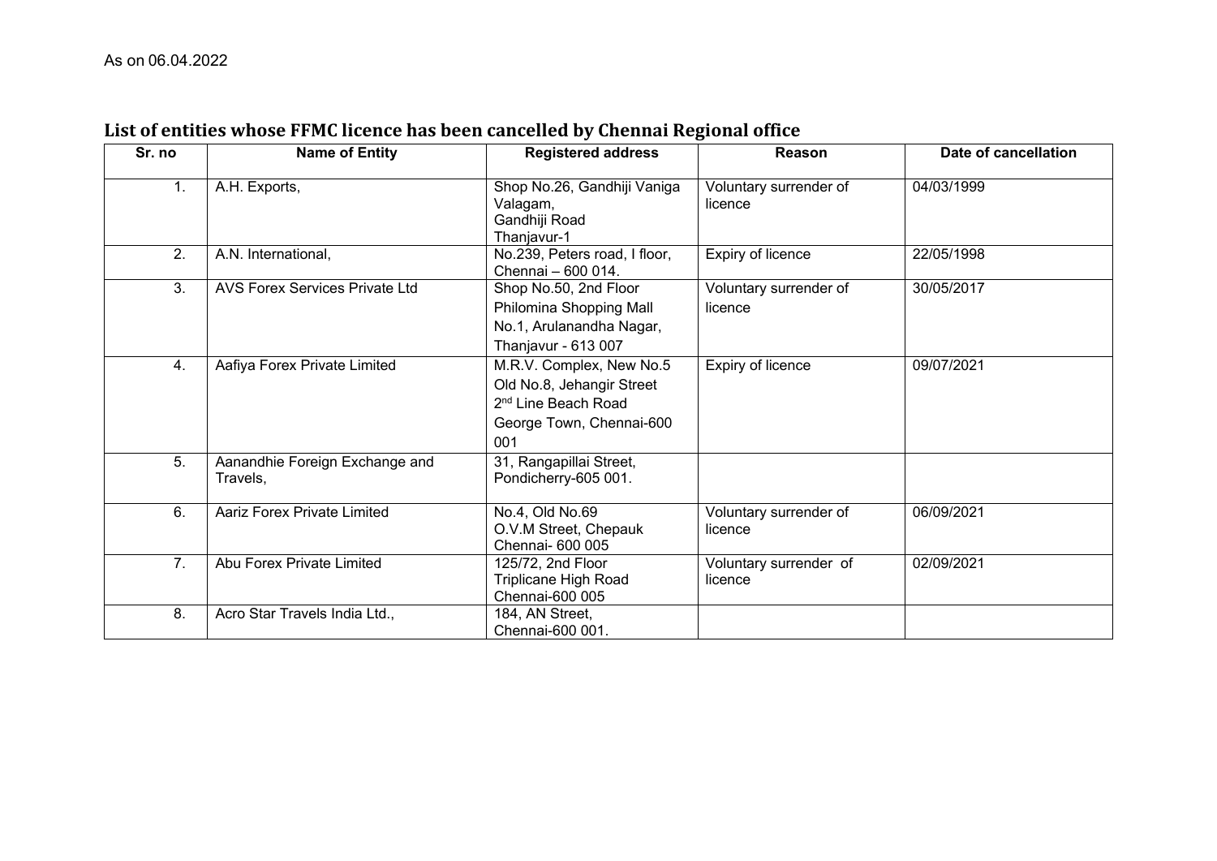As on 06.04.2022

## List of entities whose FFMC licence has been cancelled by Chennai Regional office

| Sr. no | Name of Entity | Registered address | Reason | Date of cancellation |
|---|---|---|---|---|
| 1. | A.H. Exports, | Shop No.26, Gandhiji Vaniga Valagam, Gandhiji Road Thanjavur-1 | Voluntary surrender of licence | 04/03/1999 |
| 2. | A.N. International, | No.239, Peters road, I floor, Chennai – 600 014. | Expiry of licence | 22/05/1998 |
| 3. | AVS Forex Services Private Ltd | Shop No.50, 2nd Floor Philomina Shopping Mall No.1, Arulanandha Nagar, Thanjavur - 613 007 | Voluntary surrender of licence | 30/05/2017 |
| 4. | Aafiya Forex Private Limited | M.R.V. Complex, New No.5 Old No.8, Jehangir Street 2nd Line Beach Road George Town, Chennai-600 001 | Expiry of licence | 09/07/2021 |
| 5. | Aanandhie Foreign Exchange and Travels, | 31, Rangapillai Street, Pondicherry-605 001. | | |
| 6. | Aariz Forex Private Limited | No.4, Old No.69 O.V.M Street, Chepauk Chennai- 600 005 | Voluntary surrender of licence | 06/09/2021 |
| 7. | Abu Forex Private Limited | 125/72, 2nd Floor Triplicane High Road Chennai-600 005 | Voluntary surrender of licence | 02/09/2021 |
| 8. | Acro Star Travels India Ltd., | 184, AN Street, Chennai-600 001. | | |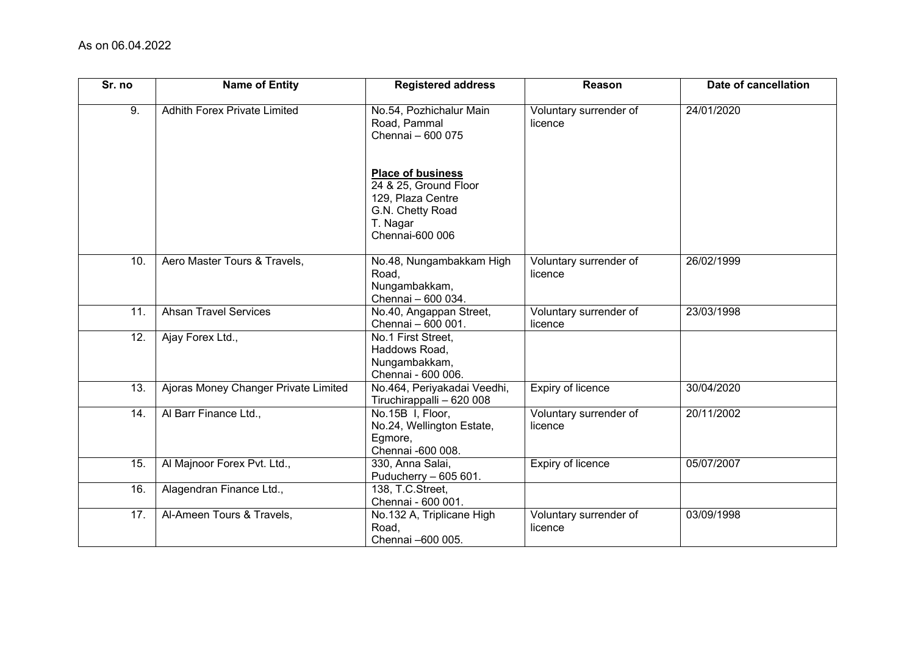As on 06.04.2022

| Sr. no | Name of Entity | Registered address | Reason | Date of cancellation |
|---|---|---|---|---|
| 9. | Adhith Forex Private Limited | No.54, Pozhichalur Main Road, Pammal Chennai – 600 075<br><br>**Place of business**<br>24 & 25, Ground Floor<br>129, Plaza Centre<br>G.N. Chetty Road<br>T. Nagar<br>Chennai-600 006 | Voluntary surrender of licence | 24/01/2020 |
| 10. | Aero Master Tours & Travels, | No.48, Nungambakkam High Road, Nungambakkam, Chennai – 600 034. | Voluntary surrender of licence | 26/02/1999 |
| 11. | Ahsan Travel Services | No.40, Angappan Street, Chennai – 600 001. | Voluntary surrender of licence | 23/03/1998 |
| 12. | Ajay Forex Ltd., | No.1 First Street, Haddows Road, Nungambakkam, Chennai - 600 006. | | |
| 13. | Ajoras Money Changer Private Limited | No.464, Periyakadai Veedhi, Tiruchirappalli – 620 008 | Expiry of licence | 30/04/2020 |
| 14. | Al Barr Finance Ltd., | No.15B I, Floor, No.24, Wellington Estate, Egmore, Chennai -600 008. | Voluntary surrender of licence | 20/11/2002 |
| 15. | Al Majnoor Forex Pvt. Ltd., | 330, Anna Salai, Puducherry – 605 601. | Expiry of licence | 05/07/2007 |
| 16. | Alagendran Finance Ltd., | 138, T.C.Street, Chennai - 600 001. | | |
| 17. | Al-Ameen Tours & Travels, | No.132 A, Triplicane High Road, Chennai –600 005. | Voluntary surrender of licence | 03/09/1998 |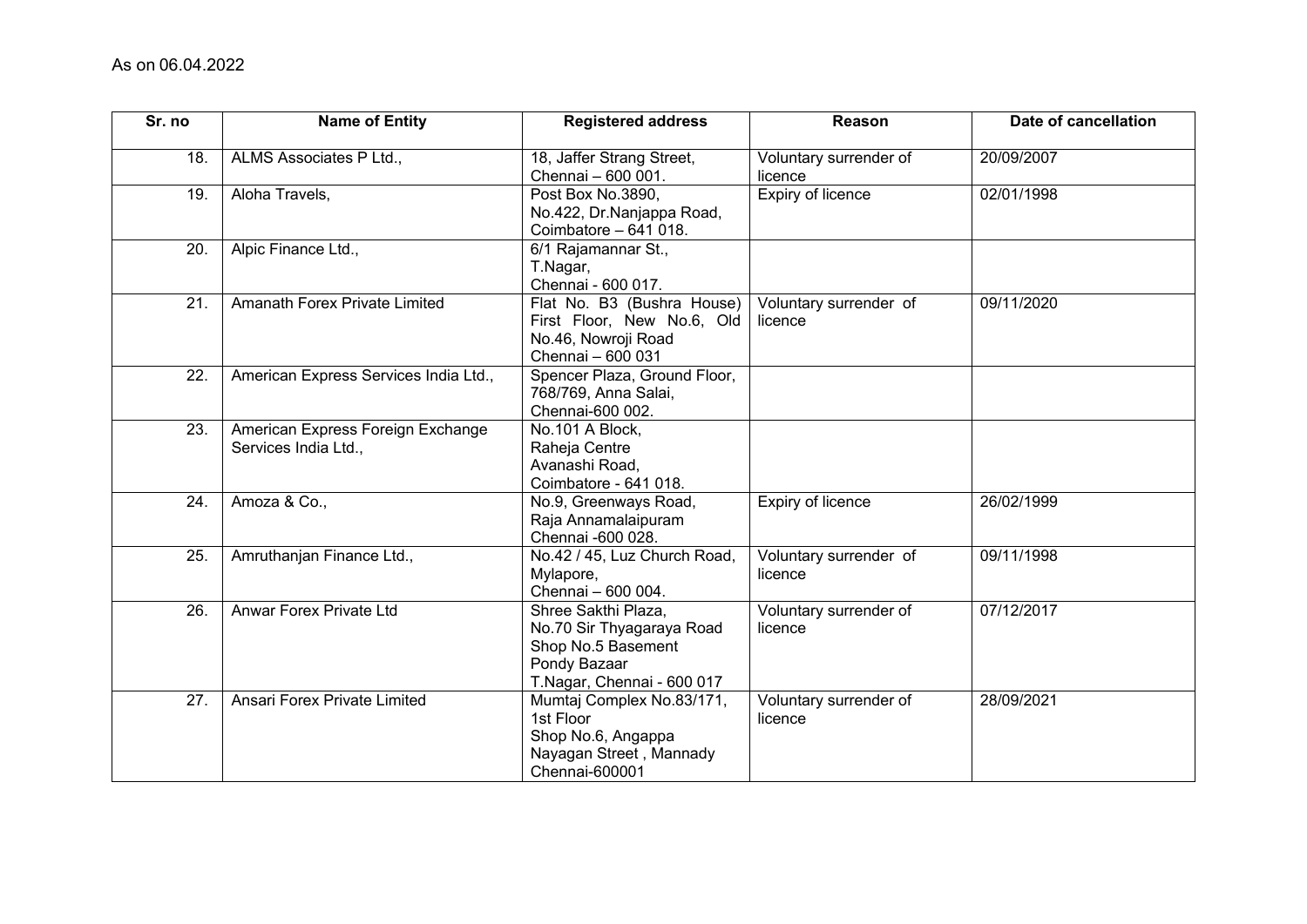As on 06.04.2022

| Sr. no | Name of Entity | Registered address | Reason | Date of cancellation |
|---|---|---|---|---|
| 18. | ALMS Associates P Ltd., | 18, Jaffer Strang Street, Chennai – 600 001. | Voluntary surrender of licence | 20/09/2007 |
| 19. | Aloha Travels, | Post Box No.3890, No.422, Dr.Nanjappa Road, Coimbatore – 641 018. | Expiry of licence | 02/01/1998 |
| 20. | Alpic Finance Ltd., | 6/1 Rajamannar St., T.Nagar, Chennai - 600 017. | | |
| 21. | Amanath Forex Private Limited | Flat No. B3 (Bushra House) First Floor, New No.6, Old No.46, Nowroji Road Chennai – 600 031 | Voluntary surrender of licence | 09/11/2020 |
| 22. | American Express Services India Ltd., | Spencer Plaza, Ground Floor, 768/769, Anna Salai, Chennai-600 002. | | |
| 23. | American Express Foreign Exchange Services India Ltd., | No.101 A Block, Raheja Centre Avanashi Road, Coimbatore - 641 018. | | |
| 24. | Amoza & Co., | No.9, Greenways Road, Raja Annamalaipuram Chennai -600 028. | Expiry of licence | 26/02/1999 |
| 25. | Amruthanjan Finance Ltd., | No.42 / 45, Luz Church Road, Mylapore, Chennai – 600 004. | Voluntary surrender of licence | 09/11/1998 |
| 26. | Anwar Forex Private Ltd | Shree Sakthi Plaza, No.70 Sir Thyagaraya Road Shop No.5 Basement Pondy Bazaar T.Nagar, Chennai - 600 017 | Voluntary surrender of licence | 07/12/2017 |
| 27. | Ansari Forex Private Limited | Mumtaj Complex No.83/171, 1st Floor Shop No.6, Angappa Nayagan Street , Mannady Chennai-600001 | Voluntary surrender of licence | 28/09/2021 |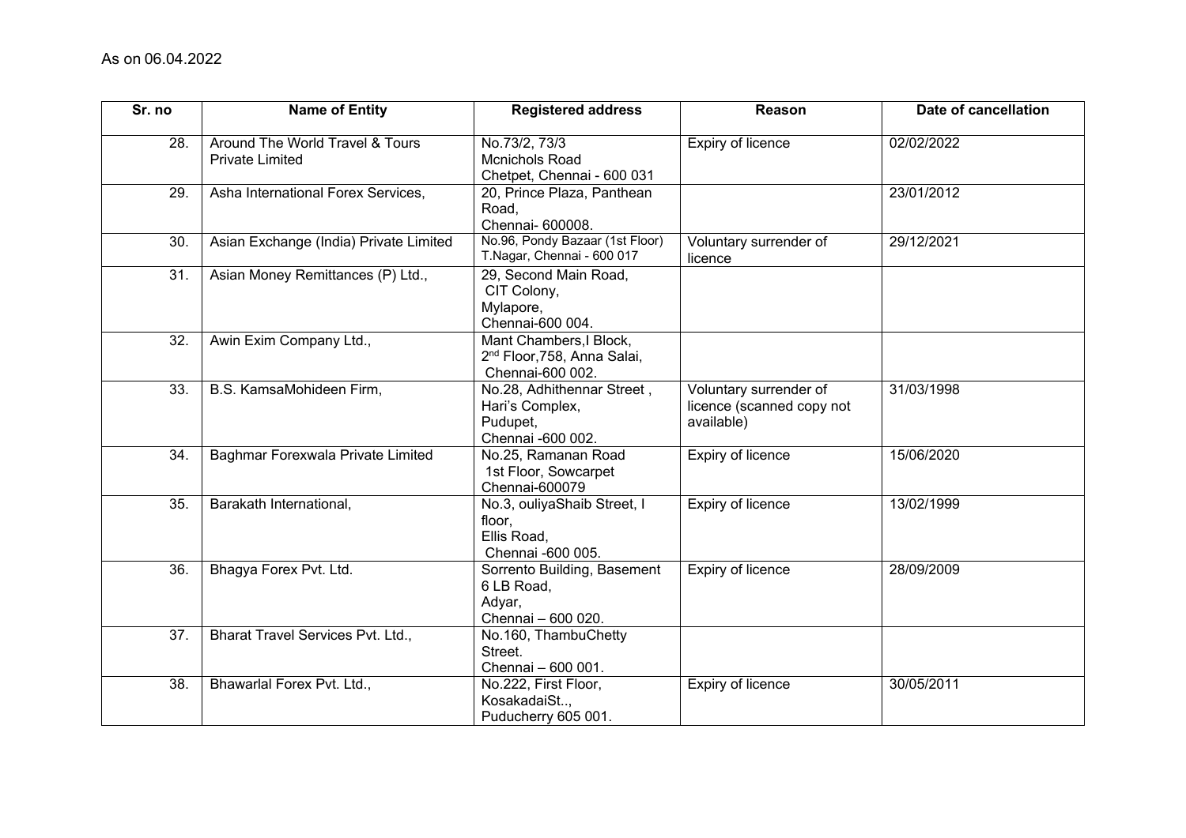As on 06.04.2022

| Sr. no | Name of Entity | Registered address | Reason | Date of cancellation |
| --- | --- | --- | --- | --- |
| 28. | Around The World Travel & Tours Private Limited | No.73/2, 73/3 Mcnichols Road Chetpet, Chennai - 600 031 | Expiry of licence | 02/02/2022 |
| 29. | Asha International Forex Services, | 20, Prince Plaza, Panthean Road, Chennai- 600008. | | 23/01/2012 |
| 30. | Asian Exchange (India) Private Limited | No.96, Pondy Bazaar (1st Floor) T.Nagar, Chennai - 600 017 | Voluntary surrender of licence | 29/12/2021 |
| 31. | Asian Money Remittances (P) Ltd., | 29, Second Main Road, CIT Colony, Mylapore, Chennai-600 004. | | |
| 32. | Awin Exim Company Ltd., | Mant Chambers,I Block, 2nd Floor,758, Anna Salai, Chennai-600 002. | | |
| 33. | B.S. KamsaMohideen Firm, | No.28, Adhithennar Street , Hari's Complex, Pudupet, Chennai -600 002. | Voluntary surrender of licence (scanned copy not available) | 31/03/1998 |
| 34. | Baghmar Forexwala Private Limited | No.25, Ramanan Road 1st Floor, Sowcarpet Chennai-600079 | Expiry of licence | 15/06/2020 |
| 35. | Barakath International, | No.3, ouliyaShaib Street, I floor, Ellis Road, Chennai -600 005. | Expiry of licence | 13/02/1999 |
| 36. | Bhagya Forex Pvt. Ltd. | Sorrento Building, Basement 6 LB Road, Adyar, Chennai – 600 020. | Expiry of licence | 28/09/2009 |
| 37. | Bharat Travel Services Pvt. Ltd., | No.160, ThambuChetty Street. Chennai – 600 001. | | |
| 38. | Bhawarlal Forex Pvt. Ltd., | No.222, First Floor, KosakadaiSt.., Puducherry 605 001. | Expiry of licence | 30/05/2011 |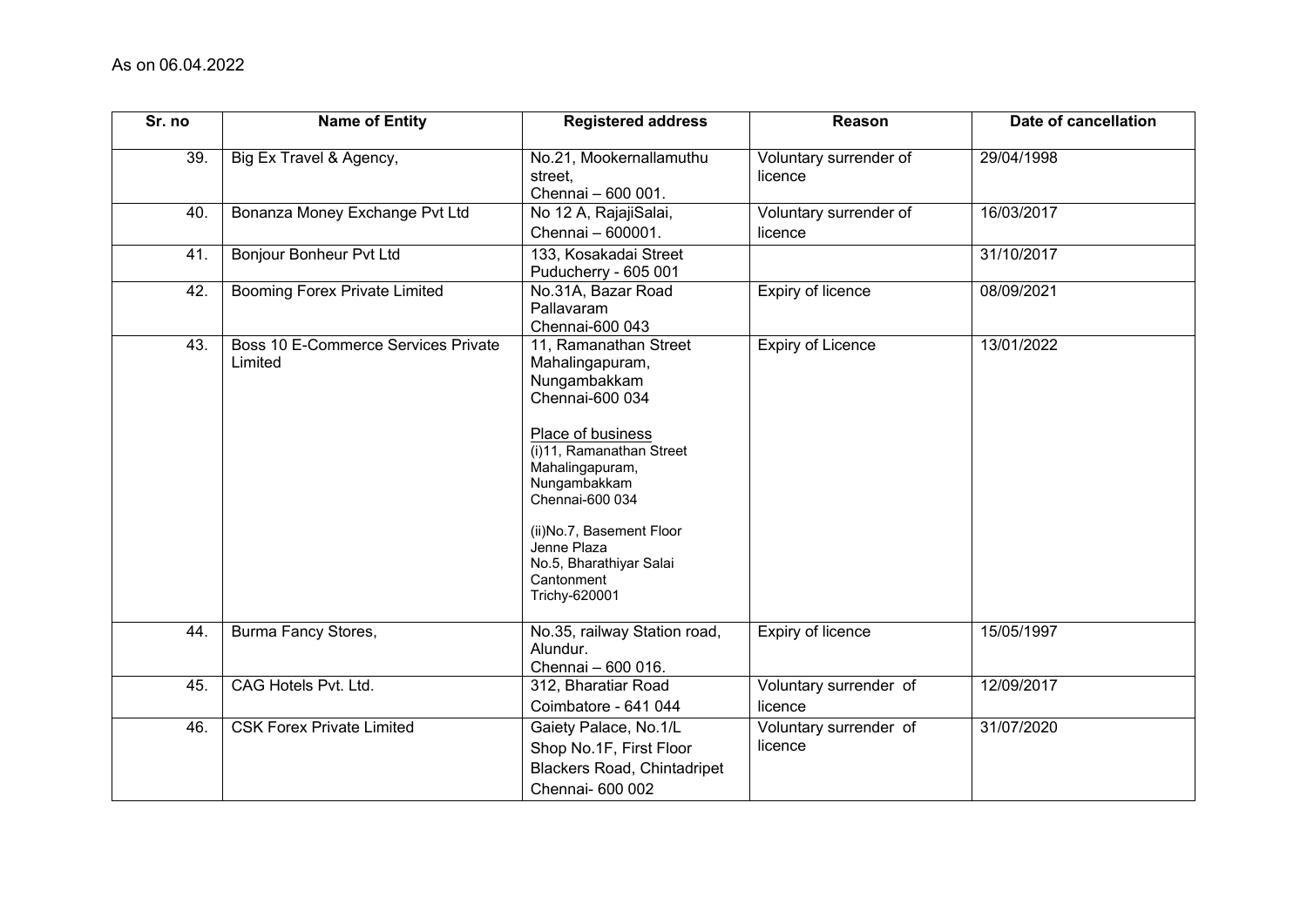As on 06.04.2022

| Sr. no | Name of Entity | Registered address | Reason | Date of cancellation |
|---|---|---|---|---|
| 39. | Big Ex Travel & Agency, | No.21, Mookernallamuthu street, Chennai – 600 001. | Voluntary surrender of licence | 29/04/1998 |
| 40. | Bonanza Money Exchange Pvt Ltd | No 12 A, RajajiSalai, Chennai – 600001. | Voluntary surrender of licence | 16/03/2017 |
| 41. | Bonjour Bonheur Pvt Ltd | 133, Kosakadai Street Puducherry - 605 001 | | 31/10/2017 |
| 42. | Booming Forex Private Limited | No.31A, Bazar Road Pallavaram Chennai-600 043 | Expiry of licence | 08/09/2021 |
| 43. | Boss 10 E-Commerce Services Private Limited | 11, Ramanathan Street Mahalingapuram, Nungambakkam Chennai-600 034<br><br>Place of business<br>(i)11, Ramanathan Street Mahalingapuram, Nungambakkam Chennai-600 034<br><br>(ii)No.7, Basement Floor Jenne Plaza No.5, Bharathiyar Salai Cantonment Trichy-620001 | Expiry of Licence | 13/01/2022 |
| 44. | Burma Fancy Stores, | No.35, railway Station road, Alundur. Chennai – 600 016. | Expiry of licence | 15/05/1997 |
| 45. | CAG Hotels Pvt. Ltd. | 312, Bharatiar Road Coimbatore - 641 044 | Voluntary surrender of licence | 12/09/2017 |
| 46. | CSK Forex Private Limited | Gaiety Palace, No.1/L Shop No.1F, First Floor Blackers Road, Chintadripet Chennai- 600 002 | Voluntary surrender of licence | 31/07/2020 |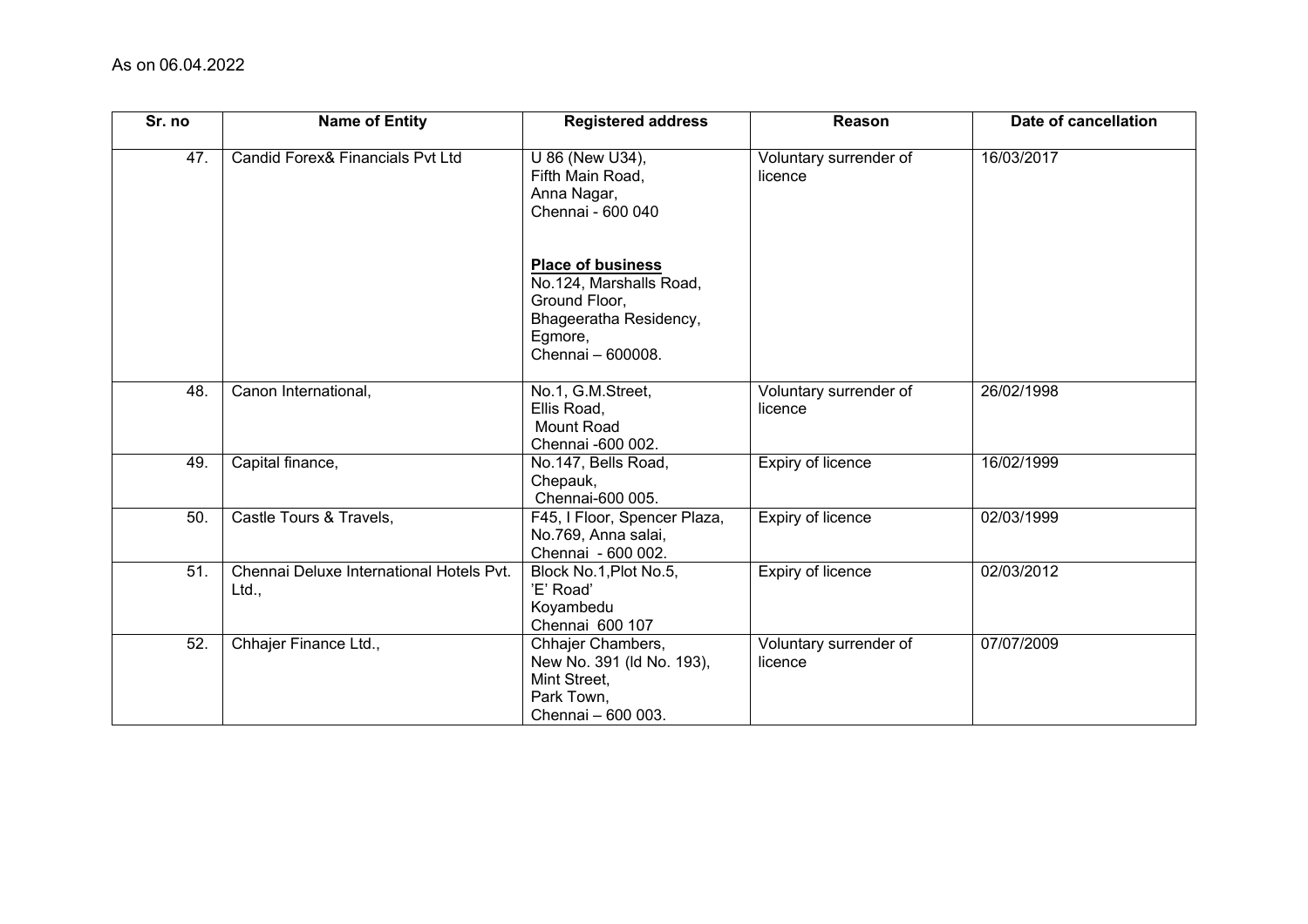As on 06.04.2022

| Sr. no | Name of Entity | Registered address | Reason | Date of cancellation |
|---|---|---|---|---|
| 47. | Candid Forex& Financials Pvt Ltd | U 86 (New U34), Fifth Main Road, Anna Nagar, Chennai - 600 040<br><br>**Place of business**<br>No.124, Marshalls Road, Ground Floor, Bhageeratha Residency, Egmore, Chennai – 600008. | Voluntary surrender of licence | 16/03/2017 |
| 48. | Canon International, | No.1, G.M.Street, Ellis Road, Mount Road Chennai -600 002. | Voluntary surrender of licence | 26/02/1998 |
| 49. | Capital finance, | No.147, Bells Road, Chepauk, Chennai-600 005. | Expiry of licence | 16/02/1999 |
| 50. | Castle Tours & Travels, | F45, I Floor, Spencer Plaza, No.769, Anna salai, Chennai - 600 002. | Expiry of licence | 02/03/1999 |
| 51. | Chennai Deluxe International Hotels Pvt. Ltd., | Block No.1,Plot No.5, 'E' Road' Koyambedu Chennai 600 107 | Expiry of licence | 02/03/2012 |
| 52. | Chhajer Finance Ltd., | Chhajer Chambers, New No. 391 (Id No. 193), Mint Street, Park Town, Chennai – 600 003. | Voluntary surrender of licence | 07/07/2009 |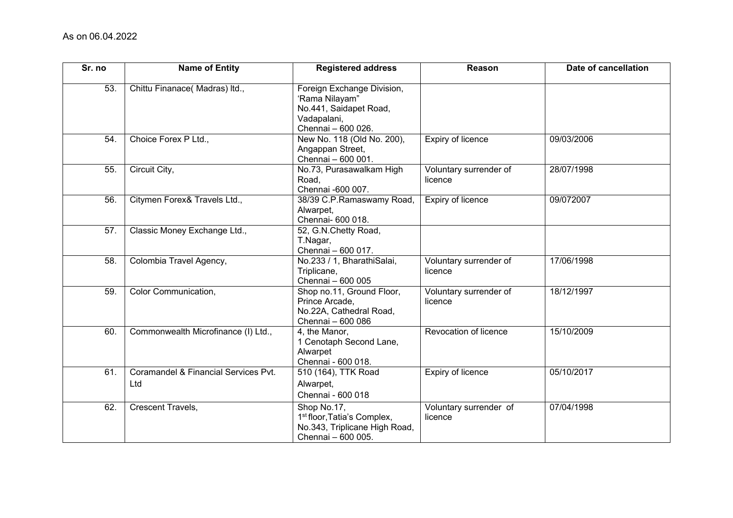As on 06.04.2022

| Sr. no | Name of Entity | Registered address | Reason | Date of cancellation |
|---|---|---|---|---|
| 53. | Chittu Finanace( Madras) ltd., | Foreign Exchange Division, 'Rama Nilayam" No.441, Saidapet Road, Vadapalani, Chennai – 600 026. | | |
| 54. | Choice Forex P Ltd., | New No. 118 (Old No. 200), Angappan Street, Chennai – 600 001. | Expiry of licence | 09/03/2006 |
| 55. | Circuit City, | No.73, Purasawalkam High Road, Chennai -600 007. | Voluntary surrender of licence | 28/07/1998 |
| 56. | Citymen Forex& Travels Ltd., | 38/39 C.P.Ramaswamy Road, Alwarpet, Chennai- 600 018. | Expiry of licence | 09/072007 |
| 57. | Classic Money Exchange Ltd., | 52, G.N.Chetty Road, T.Nagar, Chennai – 600 017. | | |
| 58. | Colombia Travel Agency, | No.233 / 1, BharathiSalai, Triplicane, Chennai – 600 005 | Voluntary surrender of licence | 17/06/1998 |
| 59. | Color Communication, | Shop no.11, Ground Floor, Prince Arcade, No.22A, Cathedral Road, Chennai – 600 086 | Voluntary surrender of licence | 18/12/1997 |
| 60. | Commonwealth Microfinance (I) Ltd., | 4, the Manor, 1 Cenotaph Second Lane, Alwarpet Chennai - 600 018. | Revocation of licence | 15/10/2009 |
| 61. | Coramandel & Financial Services Pvt. Ltd | 510 (164), TTK Road Alwarpet, Chennai - 600 018 | Expiry of licence | 05/10/2017 |
| 62. | Crescent Travels, | Shop No.17, 1st floor,Tatia's Complex, No.343, Triplicane High Road, Chennai – 600 005. | Voluntary surrender of licence | 07/04/1998 |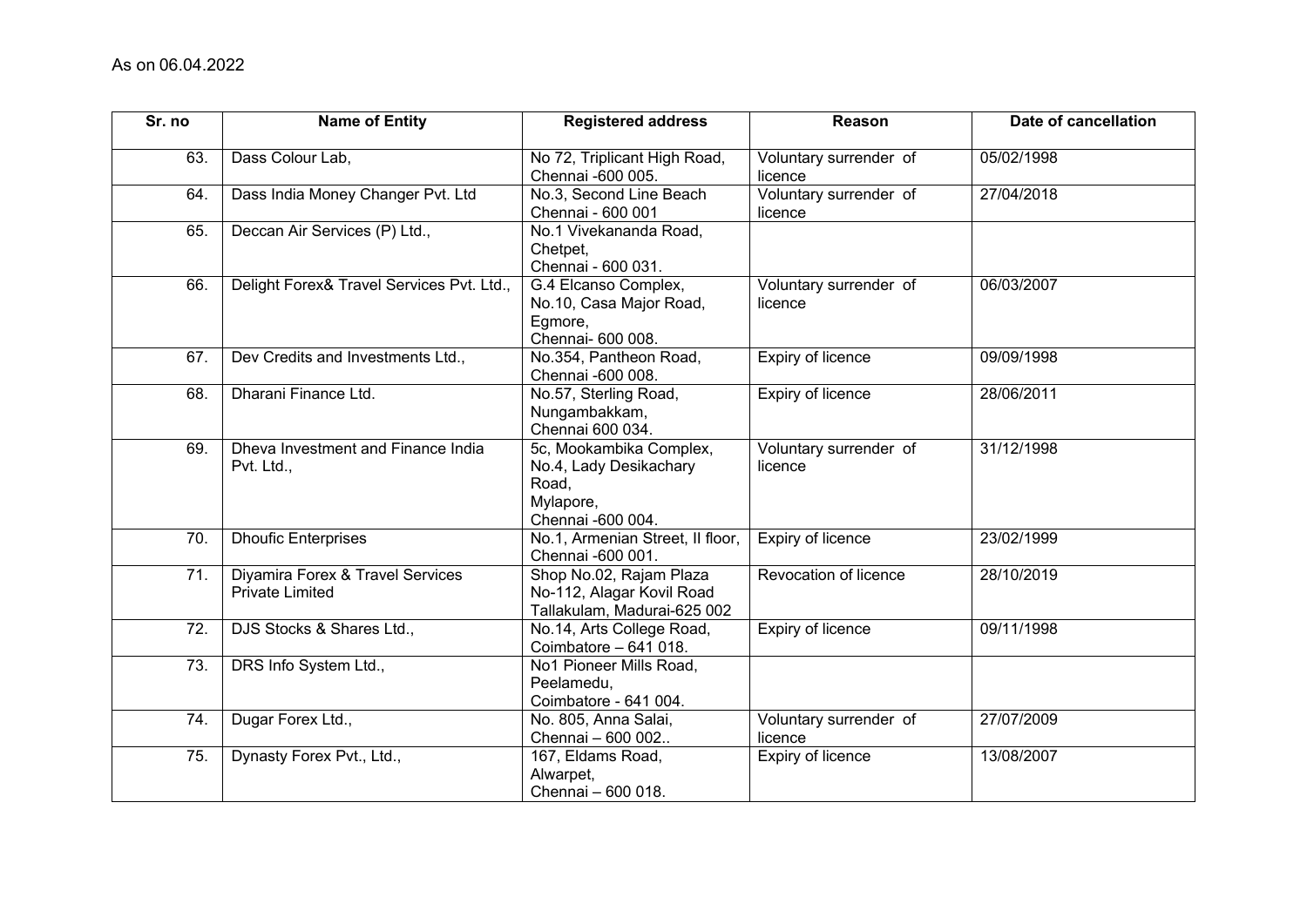As on 06.04.2022

| Sr. no | Name of Entity | Registered address | Reason | Date of cancellation |
|---|---|---|---|---|
| 63. | Dass Colour Lab, | No 72, Triplicant High Road, Chennai -600 005. | Voluntary surrender of licence | 05/02/1998 |
| 64. | Dass India Money Changer Pvt. Ltd | No.3, Second Line Beach Chennai - 600 001 | Voluntary surrender of licence | 27/04/2018 |
| 65. | Deccan Air Services (P) Ltd., | No.1 Vivekananda Road, Chetpet, Chennai - 600 031. | | |
| 66. | Delight Forex& Travel Services Pvt. Ltd., | G.4 Elcanso Complex, No.10, Casa Major Road, Egmore, Chennai- 600 008. | Voluntary surrender of licence | 06/03/2007 |
| 67. | Dev Credits and Investments Ltd., | No.354, Pantheon Road, Chennai -600 008. | Expiry of licence | 09/09/1998 |
| 68. | Dharani Finance Ltd. | No.57, Sterling Road, Nungambakkam, Chennai 600 034. | Expiry of licence | 28/06/2011 |
| 69. | Dheva Investment and Finance India Pvt. Ltd., | 5c, Mookambika Complex, No.4, Lady Desikachary Road, Mylapore, Chennai -600 004. | Voluntary surrender of licence | 31/12/1998 |
| 70. | Dhoufic Enterprises | No.1, Armenian Street, II floor, Chennai -600 001. | Expiry of licence | 23/02/1999 |
| 71. | Diyamira Forex & Travel Services Private Limited | Shop No.02, Rajam Plaza No-112, Alagar Kovil Road Tallakulam, Madurai-625 002 | Revocation of licence | 28/10/2019 |
| 72. | DJS Stocks & Shares Ltd., | No.14, Arts College Road, Coimbatore – 641 018. | Expiry of licence | 09/11/1998 |
| 73. | DRS Info System Ltd., | No1 Pioneer Mills Road, Peelamedu, Coimbatore - 641 004. | | |
| 74. | Dugar Forex Ltd., | No. 805, Anna Salai, Chennai – 600 002.. | Voluntary surrender of licence | 27/07/2009 |
| 75. | Dynasty Forex Pvt., Ltd., | 167, Eldams Road, Alwarpet, Chennai – 600 018. | Expiry of licence | 13/08/2007 |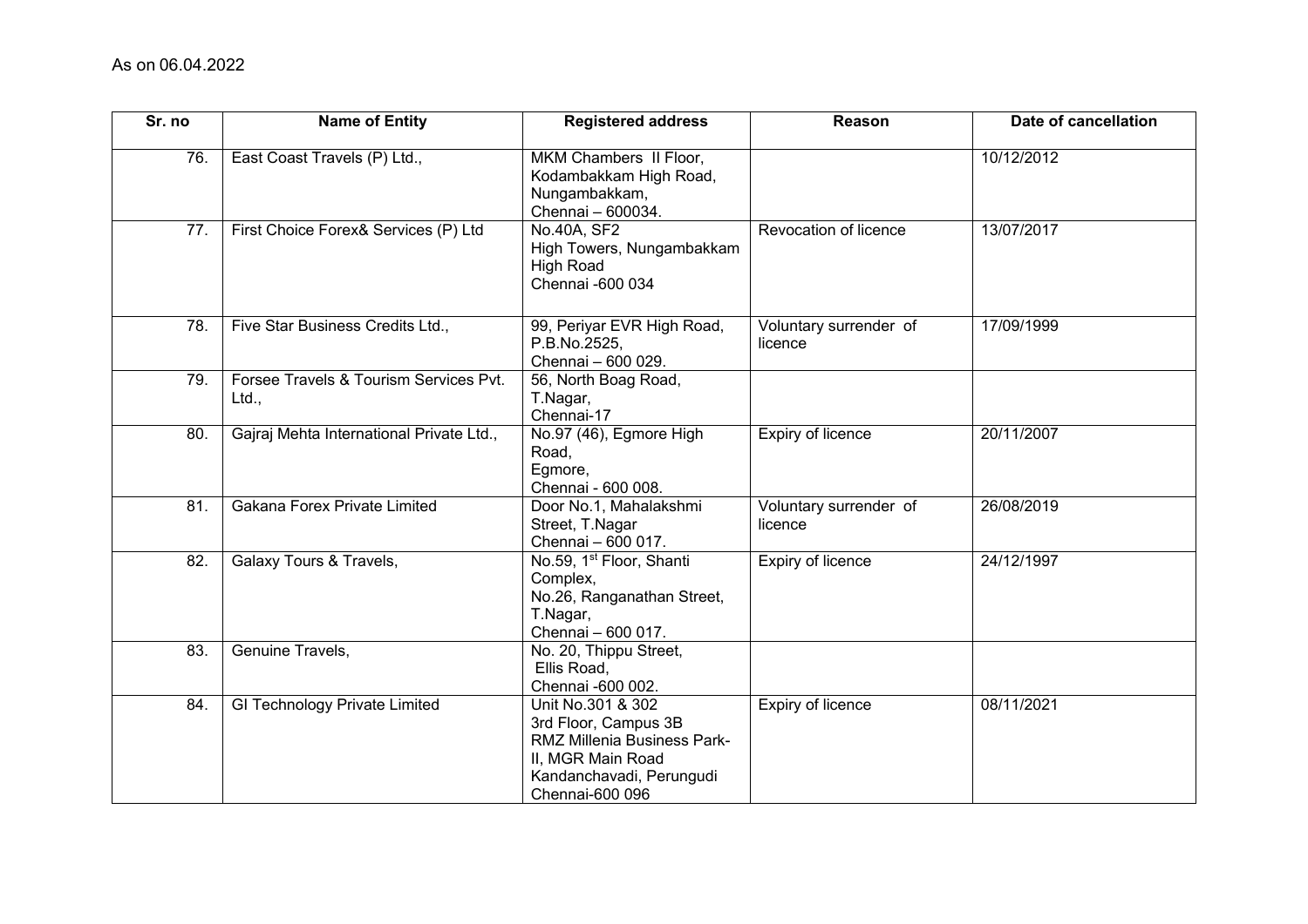As on 06.04.2022

| Sr. no | Name of Entity | Registered address | Reason | Date of cancellation |
|---|---|---|---|---|
| 76. | East Coast Travels (P) Ltd., | MKM Chambers II Floor, Kodambakkam High Road, Nungambakkam, Chennai – 600034. | | 10/12/2012 |
| 77. | First Choice Forex& Services (P) Ltd | No.40A, SF2 High Towers, Nungambakkam High Road Chennai -600 034 | Revocation of licence | 13/07/2017 |
| 78. | Five Star Business Credits Ltd., | 99, Periyar EVR High Road, P.B.No.2525, Chennai – 600 029. | Voluntary surrender of licence | 17/09/1999 |
| 79. | Forsee Travels & Tourism Services Pvt. Ltd., | 56, North Boag Road, T.Nagar, Chennai-17 | | |
| 80. | Gajraj Mehta International Private Ltd., | No.97 (46), Egmore High Road, Egmore, Chennai - 600 008. | Expiry of licence | 20/11/2007 |
| 81. | Gakana Forex Private Limited | Door No.1, Mahalakshmi Street, T.Nagar Chennai – 600 017. | Voluntary surrender of licence | 26/08/2019 |
| 82. | Galaxy Tours & Travels, | No.59, 1st Floor, Shanti Complex, No.26, Ranganathan Street, T.Nagar, Chennai – 600 017. | Expiry of licence | 24/12/1997 |
| 83. | Genuine Travels, | No. 20, Thippu Street, Ellis Road, Chennai -600 002. | | |
| 84. | GI Technology Private Limited | Unit No.301 & 302 3rd Floor, Campus 3B RMZ Millenia Business Park-II, MGR Main Road Kandanchavadi, Perungudi Chennai-600 096 | Expiry of licence | 08/11/2021 |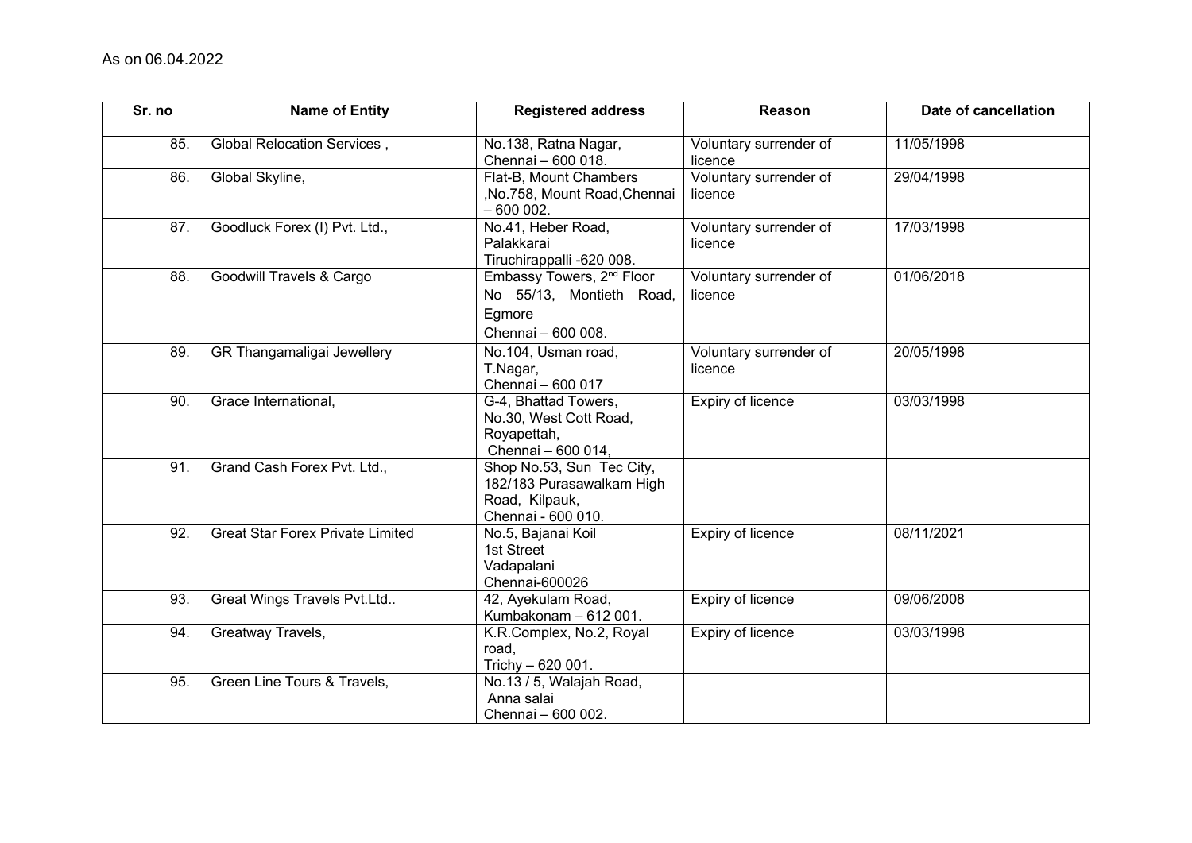As on 06.04.2022

| Sr. no | Name of Entity | Registered address | Reason | Date of cancellation |
|---|---|---|---|---|
| 85. | Global Relocation Services , | No.138, Ratna Nagar, Chennai – 600 018. | Voluntary surrender of licence | 11/05/1998 |
| 86. | Global Skyline, | Flat-B, Mount Chambers ,No.758, Mount Road,Chennai – 600 002. | Voluntary surrender of licence | 29/04/1998 |
| 87. | Goodluck Forex (I) Pvt. Ltd., | No.41, Heber Road, Palakkarai Tiruchirappalli -620 008. | Voluntary surrender of licence | 17/03/1998 |
| 88. | Goodwill Travels & Cargo | Embassy Towers, 2nd Floor No 55/13, Montieth Road, Egmore Chennai – 600 008. | Voluntary surrender of licence | 01/06/2018 |
| 89. | GR Thangamaligai Jewellery | No.104, Usman road, T.Nagar, Chennai – 600 017 | Voluntary surrender of licence | 20/05/1998 |
| 90. | Grace International, | G-4, Bhattad Towers, No.30, West Cott Road, Royapettah, Chennai – 600 014, | Expiry of licence | 03/03/1998 |
| 91. | Grand Cash Forex Pvt. Ltd., | Shop No.53, Sun Tec City, 182/183 Purasawalkam High Road, Kilpauk, Chennai - 600 010. | | |
| 92. | Great Star Forex Private Limited | No.5, Bajanai Koil 1st Street Vadapalani Chennai-600026 | Expiry of licence | 08/11/2021 |
| 93. | Great Wings Travels Pvt.Ltd.. | 42, Ayekulam Road, Kumbakonam – 612 001. | Expiry of licence | 09/06/2008 |
| 94. | Greatway Travels, | K.R.Complex, No.2, Royal road, Trichy – 620 001. | Expiry of licence | 03/03/1998 |
| 95. | Green Line Tours & Travels, | No.13 / 5, Walajah Road, Anna salai Chennai – 600 002. | | |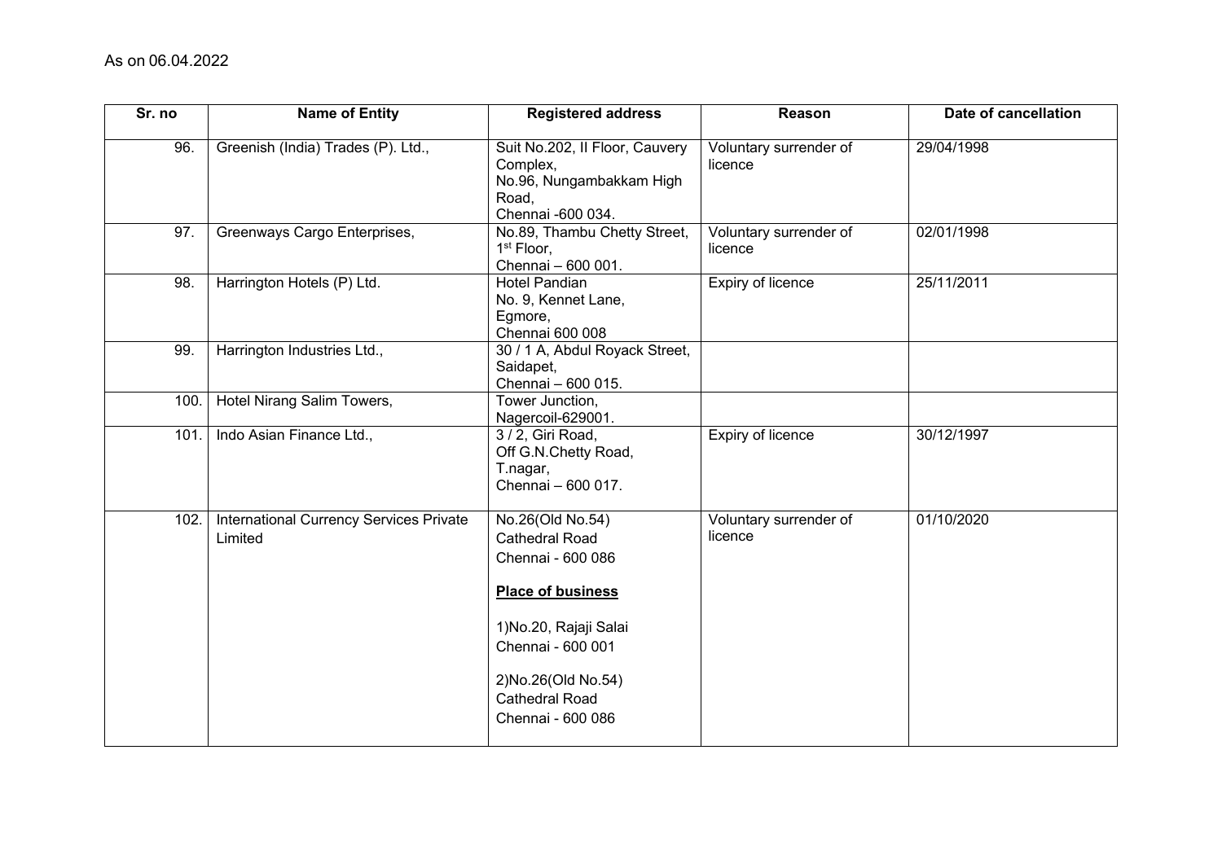As on 06.04.2022

| Sr. no | Name of Entity | Registered address | Reason | Date of cancellation |
|---|---|---|---|---|
| 96. | Greenish (India) Trades (P). Ltd., | Suit No.202, II Floor, Cauvery Complex, No.96, Nungambakkam High Road, Chennai -600 034. | Voluntary surrender of licence | 29/04/1998 |
| 97. | Greenways Cargo Enterprises, | No.89, Thambu Chetty Street, 1st Floor, Chennai – 600 001. | Voluntary surrender of licence | 02/01/1998 |
| 98. | Harrington Hotels (P) Ltd. | Hotel Pandian No. 9, Kennet Lane, Egmore, Chennai 600 008 | Expiry of licence | 25/11/2011 |
| 99. | Harrington Industries Ltd., | 30 / 1 A, Abdul Royack Street, Saidapet, Chennai – 600 015. | | |
| 100. | Hotel Nirang Salim Towers, | Tower Junction, Nagercoil-629001. | | |
| 101. | Indo Asian Finance Ltd., | 3 / 2, Giri Road, Off G.N.Chetty Road, T.nagar, Chennai – 600 017. | Expiry of licence | 30/12/1997 |
| 102. | International Currency Services Private Limited | No.26(Old No.54) Cathedral Road Chennai - 600 086 **Place of business** 1)No.20, Rajaji Salai Chennai - 600 001 2)No.26(Old No.54) Cathedral Road Chennai - 600 086 | Voluntary surrender of licence | 01/10/2020 |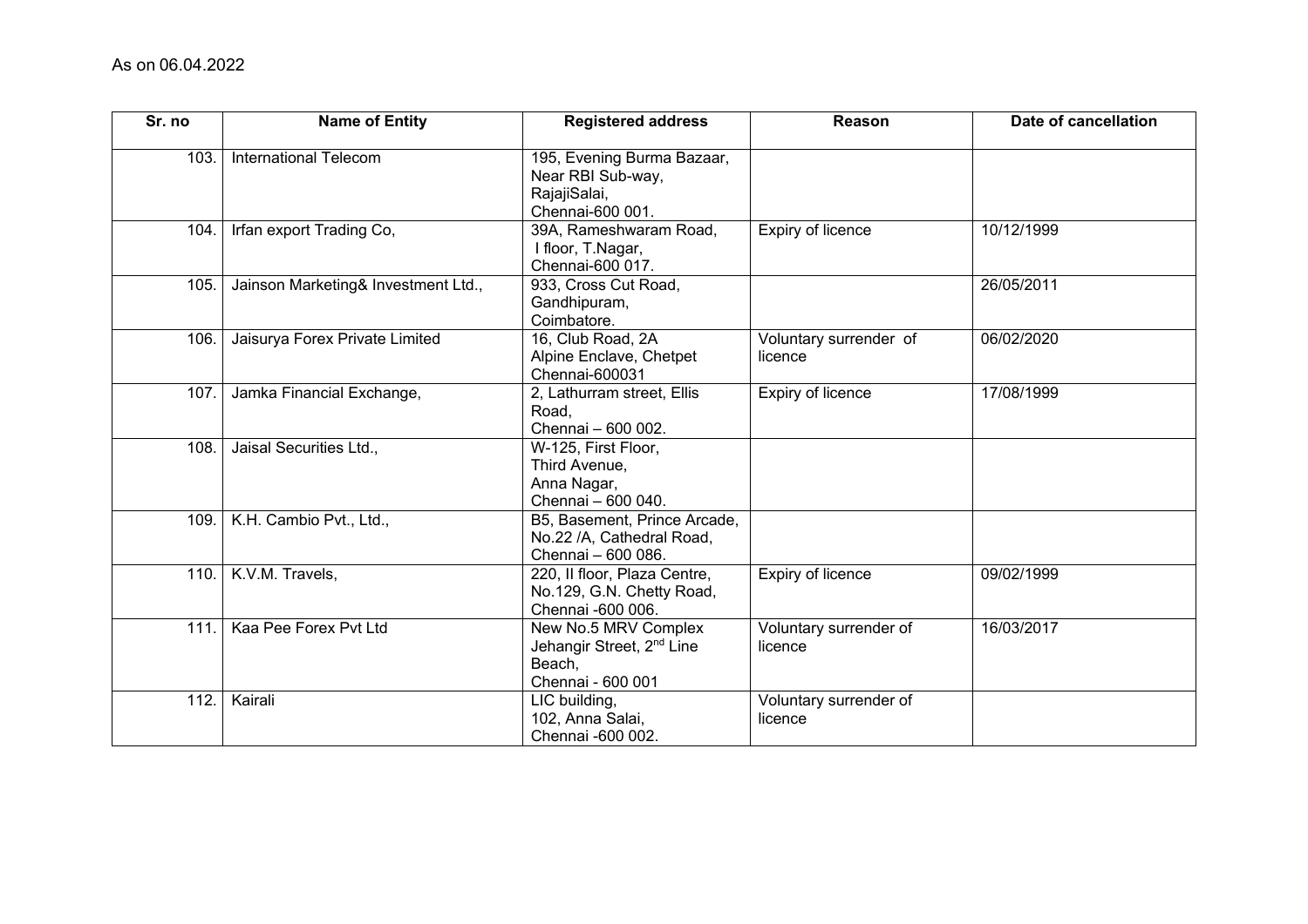As on 06.04.2022

| Sr. no | Name of Entity | Registered address | Reason | Date of cancellation |
|---|---|---|---|---|
| 103. | International Telecom | 195, Evening Burma Bazaar, Near RBI Sub-way, RajajiSalai, Chennai-600 001. | | |
| 104. | Irfan export Trading Co, | 39A, Rameshwaram Road, I floor, T.Nagar, Chennai-600 017. | Expiry of licence | 10/12/1999 |
| 105. | Jainson Marketing& Investment Ltd., | 933, Cross Cut Road, Gandhipuram, Coimbatore. | | 26/05/2011 |
| 106. | Jaisurya Forex Private Limited | 16, Club Road, 2A Alpine Enclave, Chetpet Chennai-600031 | Voluntary surrender of licence | 06/02/2020 |
| 107. | Jamka Financial Exchange, | 2, Lathurram street, Ellis Road, Chennai – 600 002. | Expiry of licence | 17/08/1999 |
| 108. | Jaisal Securities Ltd., | W-125, First Floor, Third Avenue, Anna Nagar, Chennai – 600 040. | | |
| 109. | K.H. Cambio Pvt., Ltd., | B5, Basement, Prince Arcade, No.22 /A, Cathedral Road, Chennai – 600 086. | | |
| 110. | K.V.M. Travels, | 220, II floor, Plaza Centre, No.129, G.N. Chetty Road, Chennai -600 006. | Expiry of licence | 09/02/1999 |
| 111. | Kaa Pee Forex Pvt Ltd | New No.5 MRV Complex Jehangir Street, 2nd Line Beach, Chennai - 600 001 | Voluntary surrender of licence | 16/03/2017 |
| 112. | Kairali | LIC building, 102, Anna Salai, Chennai -600 002. | Voluntary surrender of licence | |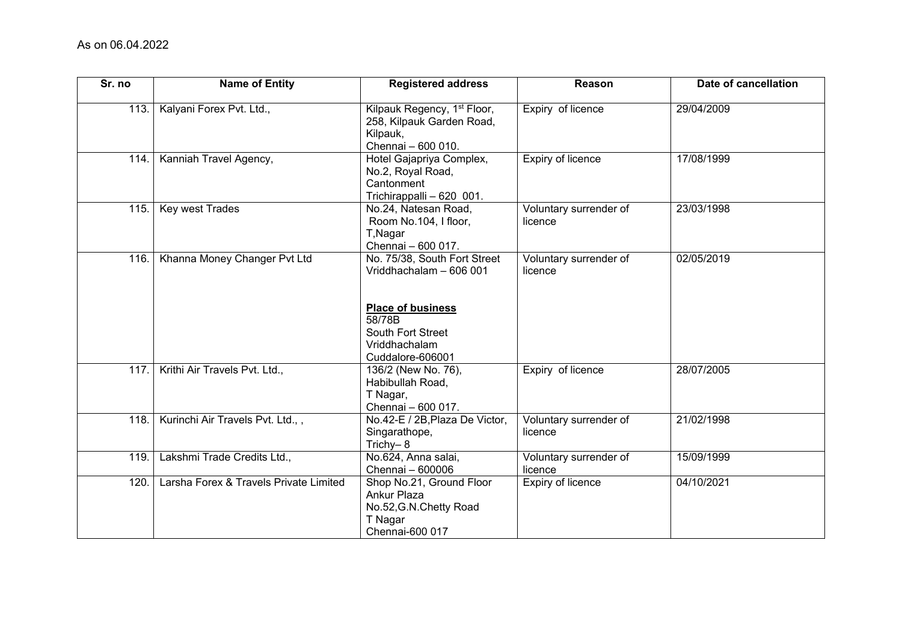As on 06.04.2022

| Sr. no | Name of Entity | Registered address | Reason | Date of cancellation |
|---|---|---|---|---|
| 113. | Kalyani Forex Pvt. Ltd., | Kilpauk Regency, 1st Floor, 258, Kilpauk Garden Road, Kilpauk, Chennai – 600 010. | Expiry of licence | 29/04/2009 |
| 114. | Kanniah Travel Agency, | Hotel Gajapriya Complex, No.2, Royal Road, Cantonment Trichirappalli – 620 001. | Expiry of licence | 17/08/1999 |
| 115. | Key west Trades | No.24, Natesan Road, Room No.104, I floor, T,Nagar Chennai – 600 017. | Voluntary surrender of licence | 23/03/1998 |
| 116. | Khanna Money Changer Pvt Ltd | No. 75/38, South Fort Street Vriddhachalam – 606 001<br><br>**Place of business**<br>58/78B<br>South Fort Street<br>Vriddhachalam<br>Cuddalore-606001 | Voluntary surrender of licence | 02/05/2019 |
| 117. | Krithi Air Travels Pvt. Ltd., | 136/2 (New No. 76), Habibullah Road, T Nagar, Chennai – 600 017. | Expiry of licence | 28/07/2005 |
| 118. | Kurinchi Air Travels Pvt. Ltd., , | No.42-E / 2B,Plaza De Victor, Singarathope, Trichy– 8 | Voluntary surrender of licence | 21/02/1998 |
| 119. | Lakshmi Trade Credits Ltd., | No.624, Anna salai, Chennai – 600006 | Voluntary surrender of licence | 15/09/1999 |
| 120. | Larsha Forex & Travels Private Limited | Shop No.21, Ground Floor Ankur Plaza No.52,G.N.Chetty Road T Nagar Chennai-600 017 | Expiry of licence | 04/10/2021 |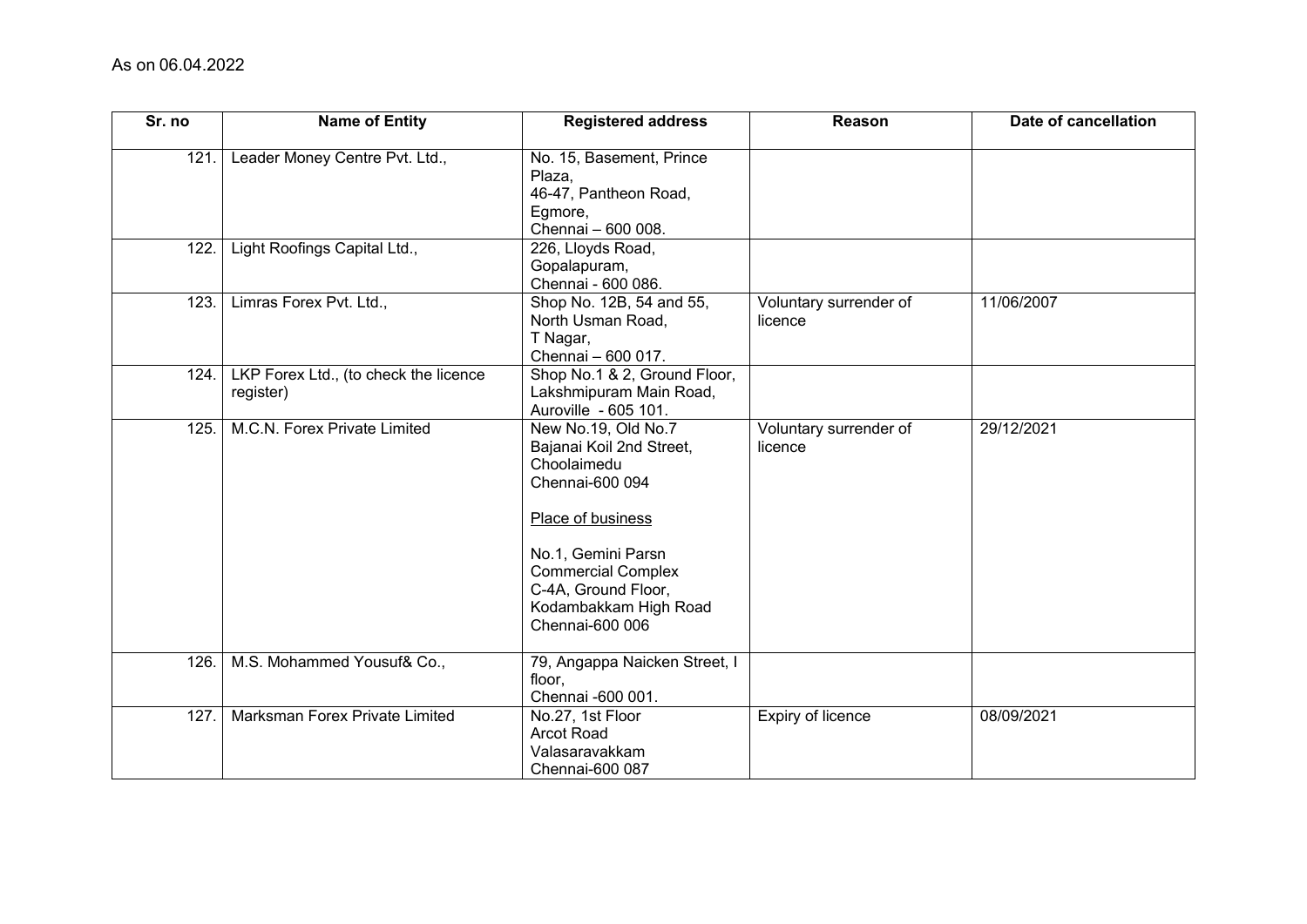As on 06.04.2022

| Sr. no | Name of Entity | Registered address | Reason | Date of cancellation |
|---|---|---|---|---|
| 121. | Leader Money Centre Pvt. Ltd., | No. 15, Basement, Prince Plaza, 46-47, Pantheon Road, Egmore, Chennai – 600 008. | | |
| 122. | Light Roofings Capital Ltd., | 226, Lloyds Road, Gopalapuram, Chennai - 600 086. | | |
| 123. | Limras Forex Pvt. Ltd., | Shop No. 12B, 54 and 55, North Usman Road, T Nagar, Chennai – 600 017. | Voluntary surrender of licence | 11/06/2007 |
| 124. | LKP Forex Ltd., (to check the licence register) | Shop No.1 & 2, Ground Floor, Lakshmipuram Main Road, Auroville - 605 101. | | |
| 125. | M.C.N. Forex Private Limited | New No.19, Old No.7 Bajanai Koil 2nd Street, Choolaimedu Chennai-600 094<br><br>Place of business<br><br>No.1, Gemini Parsn Commercial Complex C-4A, Ground Floor, Kodambakkam High Road Chennai-600 006 | Voluntary surrender of licence | 29/12/2021 |
| 126. | M.S. Mohammed Yousuf& Co., | 79, Angappa Naicken Street, I floor, Chennai -600 001. | | |
| 127. | Marksman Forex Private Limited | No.27, 1st Floor Arcot Road Valasaravakkam Chennai-600 087 | Expiry of licence | 08/09/2021 |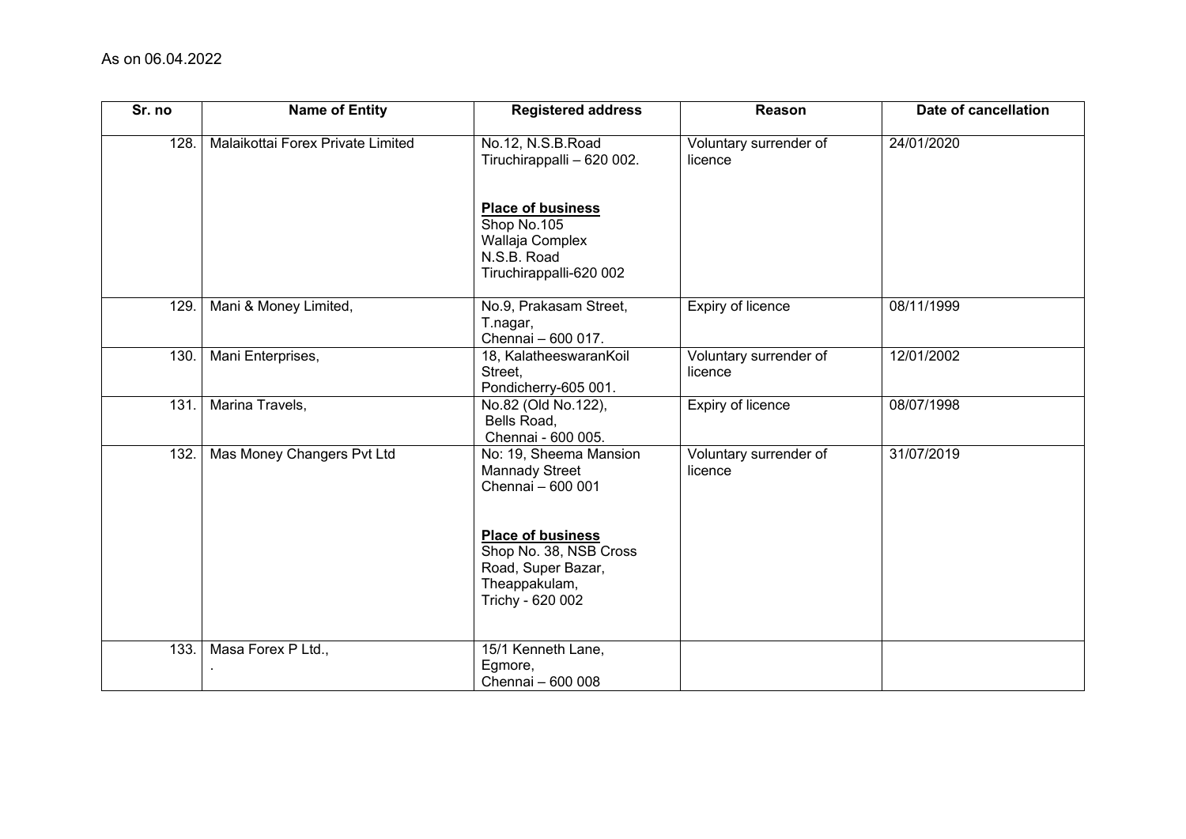As on 06.04.2022

| Sr. no | Name of Entity | Registered address | Reason | Date of cancellation |
|---|---|---|---|---|
| 128. | Malaikottai Forex Private Limited | No.12, N.S.B.Road Tiruchirappalli – 620 002.<br><br>**Place of business**<br>Shop No.105<br>Wallaja Complex<br>N.S.B. Road<br>Tiruchirappalli-620 002 | Voluntary surrender of licence | 24/01/2020 |
| 129. | Mani & Money Limited, | No.9, Prakasam Street, T.nagar, Chennai – 600 017. | Expiry of licence | 08/11/1999 |
| 130. | Mani Enterprises, | 18, KalatheeswaranKoil Street, Pondicherry-605 001. | Voluntary surrender of licence | 12/01/2002 |
| 131. | Marina Travels, | No.82 (Old No.122), Bells Road, Chennai - 600 005. | Expiry of licence | 08/07/1998 |
| 132. | Mas Money Changers Pvt Ltd | No: 19, Sheema Mansion Mannady Street Chennai – 600 001<br><br>**Place of business**<br>Shop No. 38, NSB Cross Road, Super Bazar, Theappakulam, Trichy - 620 002 | Voluntary surrender of licence | 31/07/2019 |
| 133. | Masa Forex P Ltd.,<br>. | 15/1 Kenneth Lane, Egmore, Chennai – 600 008 | | |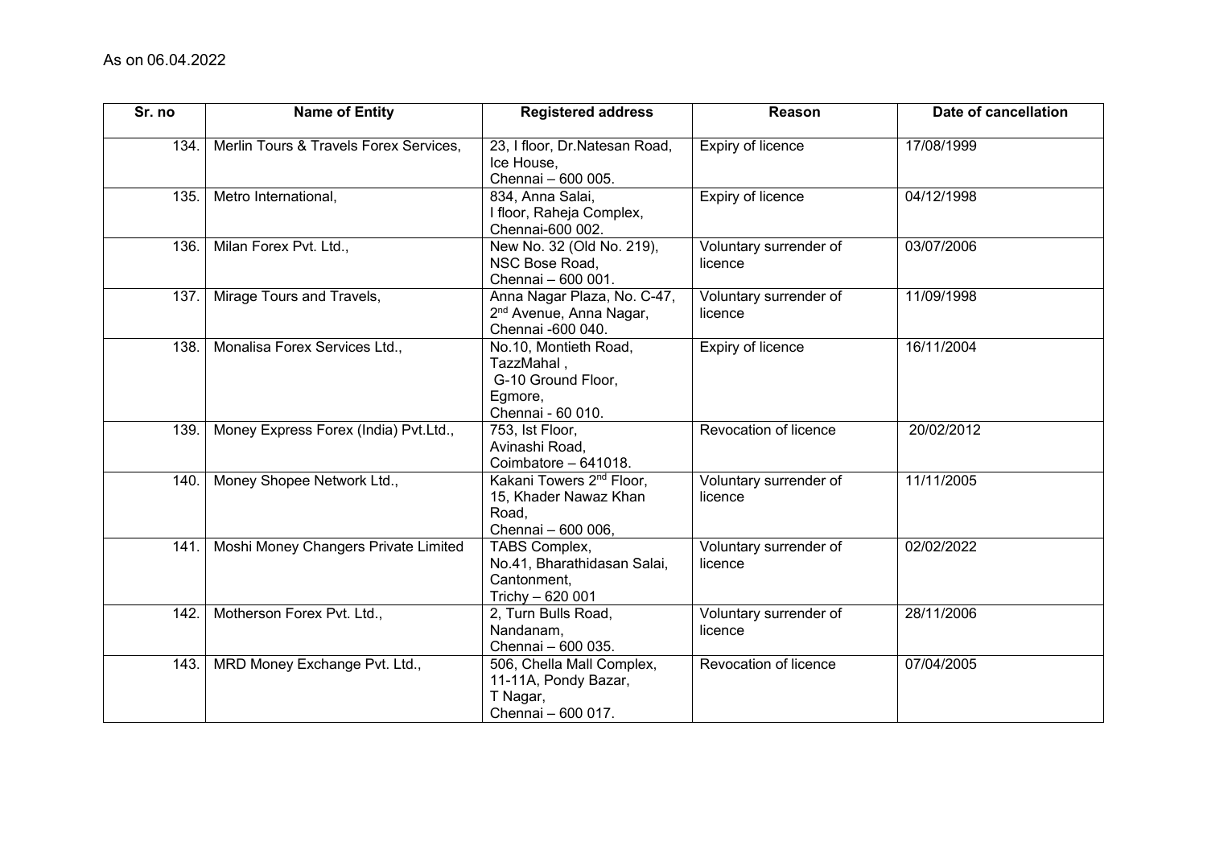As on 06.04.2022

| Sr. no | Name of Entity | Registered address | Reason | Date of cancellation |
|---|---|---|---|---|
| 134. | Merlin Tours & Travels Forex Services, | 23, I floor, Dr.Natesan Road, Ice House, Chennai – 600 005. | Expiry of licence | 17/08/1999 |
| 135. | Metro International, | 834, Anna Salai, I floor, Raheja Complex, Chennai-600 002. | Expiry of licence | 04/12/1998 |
| 136. | Milan Forex Pvt. Ltd., | New No. 32 (Old No. 219), NSC Bose Road, Chennai – 600 001. | Voluntary surrender of licence | 03/07/2006 |
| 137. | Mirage Tours and Travels, | Anna Nagar Plaza, No. C-47, 2nd Avenue, Anna Nagar, Chennai -600 040. | Voluntary surrender of licence | 11/09/1998 |
| 138. | Monalisa Forex Services Ltd., | No.10, Montieth Road, TazzMahal , G-10 Ground Floor, Egmore, Chennai - 60 010. | Expiry of licence | 16/11/2004 |
| 139. | Money Express Forex (India) Pvt.Ltd., | 753, Ist Floor, Avinashi Road, Coimbatore – 641018. | Revocation of licence | 20/02/2012 |
| 140. | Money Shopee Network Ltd., | Kakani Towers 2nd Floor, 15, Khader Nawaz Khan Road, Chennai – 600 006, | Voluntary surrender of licence | 11/11/2005 |
| 141. | Moshi Money Changers Private Limited | TABS Complex, No.41, Bharathidasan Salai, Cantonment, Trichy – 620 001 | Voluntary surrender of licence | 02/02/2022 |
| 142. | Motherson Forex Pvt. Ltd., | 2, Turn Bulls Road, Nandanam, Chennai – 600 035. | Voluntary surrender of licence | 28/11/2006 |
| 143. | MRD Money Exchange Pvt. Ltd., | 506, Chella Mall Complex, 11-11A, Pondy Bazar, T Nagar, Chennai – 600 017. | Revocation of licence | 07/04/2005 |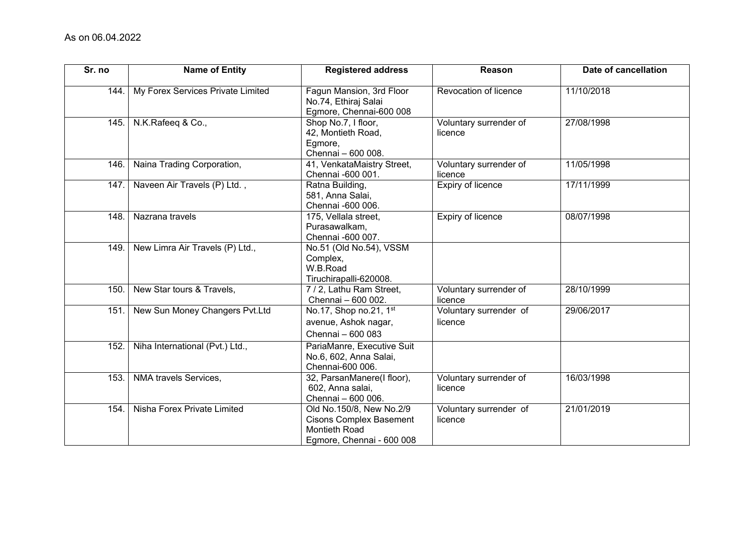As on 06.04.2022

| Sr. no | Name of Entity | Registered address | Reason | Date of cancellation |
|---|---|---|---|---|
| 144. | My Forex Services Private Limited | Fagun Mansion, 3rd Floor No.74, Ethiraj Salai Egmore, Chennai-600 008 | Revocation of licence | 11/10/2018 |
| 145. | N.K.Rafeeq & Co., | Shop No.7, I floor, 42, Montieth Road, Egmore, Chennai – 600 008. | Voluntary surrender of licence | 27/08/1998 |
| 146. | Naina Trading Corporation, | 41, VenkataMaistry Street, Chennai -600 001. | Voluntary surrender of licence | 11/05/1998 |
| 147. | Naveen Air Travels (P) Ltd. , | Ratna Building, 581, Anna Salai, Chennai -600 006. | Expiry of licence | 17/11/1999 |
| 148. | Nazrana travels | 175, Vellala street, Purasawalkam, Chennai -600 007. | Expiry of licence | 08/07/1998 |
| 149. | New Limra Air Travels (P) Ltd., | No.51 (Old No.54), VSSM Complex, W.B.Road Tiruchirapalli-620008. | | |
| 150. | New Star tours & Travels, | 7 / 2, Lathu Ram Street, Chennai – 600 002. | Voluntary surrender of licence | 28/10/1999 |
| 151. | New Sun Money Changers Pvt.Ltd | No.17, Shop no.21, 1st avenue, Ashok nagar, Chennai – 600 083 | Voluntary surrender of licence | 29/06/2017 |
| 152. | Niha International (Pvt.) Ltd., | PariaManre, Executive Suit No.6, 602, Anna Salai, Chennai-600 006. | | |
| 153. | NMA travels Services, | 32, ParsanManere(I floor), 602, Anna salai, Chennai – 600 006. | Voluntary surrender of licence | 16/03/1998 |
| 154. | Nisha Forex Private Limited | Old No.150/8, New No.2/9 Cisons Complex Basement Montieth Road Egmore, Chennai - 600 008 | Voluntary surrender of licence | 21/01/2019 |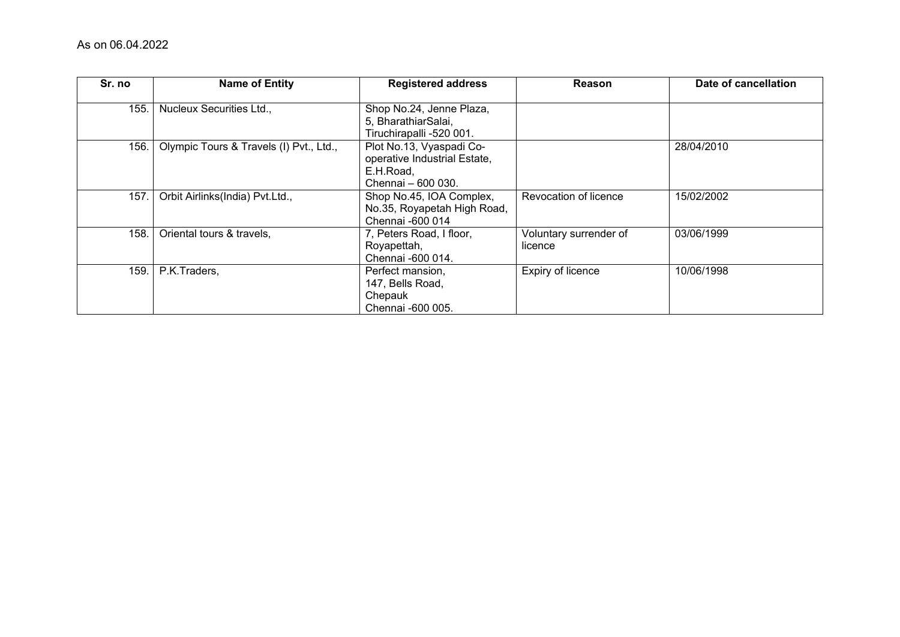As on 06.04.2022

| Sr. no | Name of Entity | Registered address | Reason | Date of cancellation |
|---|---|---|---|---|
| 155. | Nucleux Securities Ltd., | Shop No.24, Jenne Plaza, 5, BharathiarSalai, Tiruchirapalli -520 001. | | |
| 156. | Olympic Tours & Travels (I) Pvt., Ltd., | Plot No.13, Vyaspadi Co-operative Industrial Estate, E.H.Road, Chennai – 600 030. | | 28/04/2010 |
| 157. | Orbit Airlinks(India) Pvt.Ltd., | Shop No.45, IOA Complex, No.35, Royapetah High Road, Chennai -600 014 | Revocation of licence | 15/02/2002 |
| 158. | Oriental tours & travels, | 7, Peters Road, I floor, Royapettah, Chennai -600 014. | Voluntary surrender of licence | 03/06/1999 |
| 159. | P.K.Traders, | Perfect mansion, 147, Bells Road, Chepauk Chennai -600 005. | Expiry of licence | 10/06/1998 |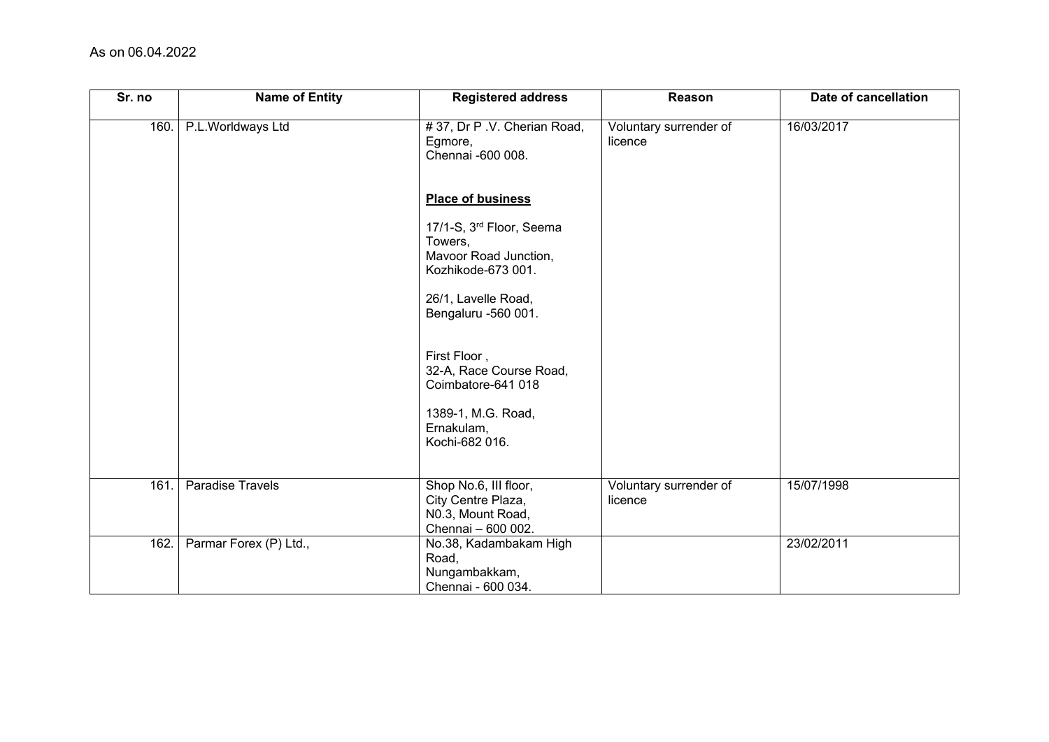As on 06.04.2022

| Sr. no | Name of Entity | Registered address | Reason | Date of cancellation |
|---|---|---|---|---|
| 160. | P.L.Worldways Ltd | # 37, Dr P .V. Cherian Road, Egmore, Chennai -600 008.<br><br>**Place of business**<br><br>17/1-S, 3rd Floor, Seema Towers, Mavoor Road Junction, Kozhikode-673 001.<br><br>26/1, Lavelle Road, Bengaluru -560 001.<br><br>First Floor , 32-A, Race Course Road, Coimbatore-641 018<br><br>1389-1, M.G. Road, Ernakulam, Kochi-682 016. | Voluntary surrender of licence | 16/03/2017 |
| 161. | Paradise Travels | Shop No.6, III floor, City Centre Plaza, N0.3, Mount Road, Chennai – 600 002. | Voluntary surrender of licence | 15/07/1998 |
| 162. | Parmar Forex (P) Ltd., | No.38, Kadambakam High Road, Nungambakkam, Chennai - 600 034. | | 23/02/2011 |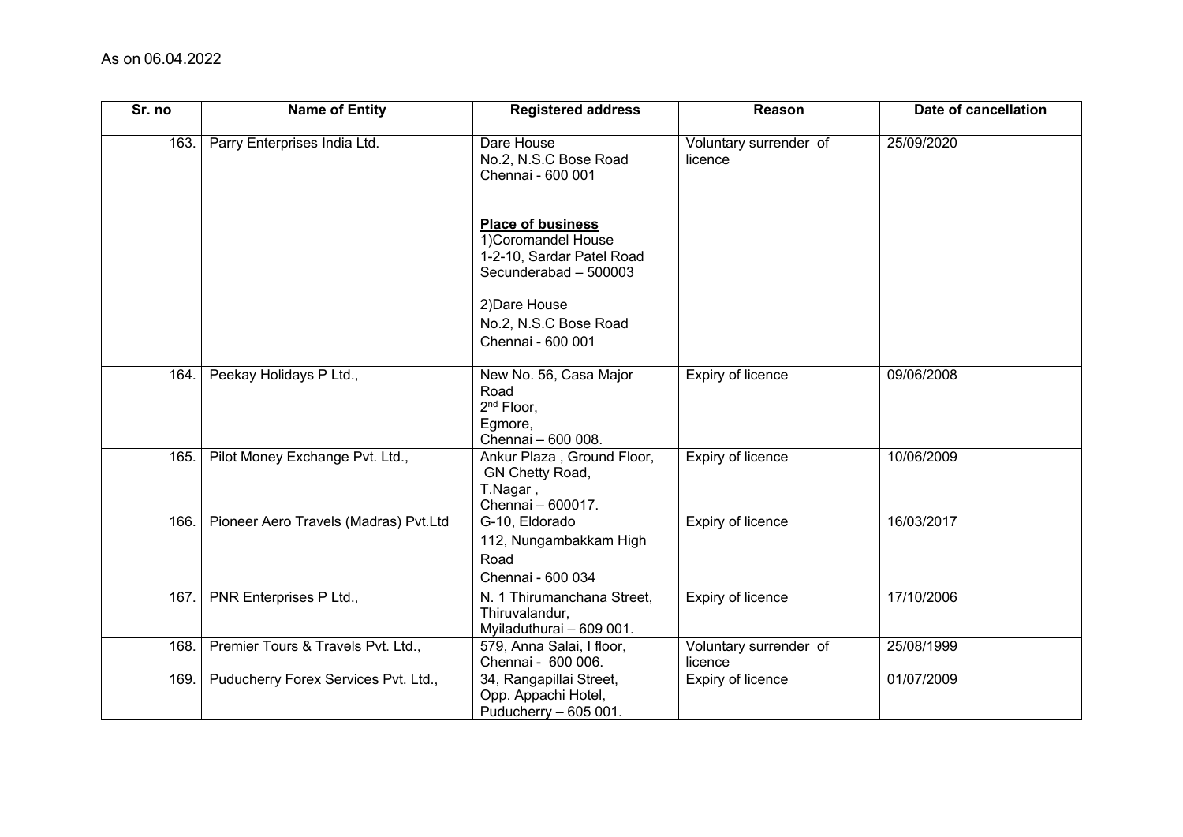As on 06.04.2022

| Sr. no | Name of Entity | Registered address | Reason | Date of cancellation |
|---|---|---|---|---|
| 163. | Parry Enterprises India Ltd. | Dare House<br>No.2, N.S.C Bose Road<br>Chennai - 600 001<br><br>**Place of business**<br>1)Coromandel House<br>1-2-10, Sardar Patel Road<br>Secunderabad – 500003<br><br>2)Dare House<br>No.2, N.S.C Bose Road<br>Chennai - 600 001 | Voluntary surrender of licence | 25/09/2020 |
| 164. | Peekay Holidays P Ltd., | New No. 56, Casa Major Road<br>2nd Floor,<br>Egmore,<br>Chennai – 600 008. | Expiry of licence | 09/06/2008 |
| 165. | Pilot Money Exchange Pvt. Ltd., | Ankur Plaza , Ground Floor,<br>GN Chetty Road,<br>T.Nagar ,<br>Chennai – 600017. | Expiry of licence | 10/06/2009 |
| 166. | Pioneer Aero Travels (Madras) Pvt.Ltd | G-10, Eldorado<br>112, Nungambakkam High Road<br>Chennai - 600 034 | Expiry of licence | 16/03/2017 |
| 167. | PNR Enterprises P Ltd., | N. 1 Thirumanchana Street,<br>Thiruvalandur,<br>Myiladuthurai – 609 001. | Expiry of licence | 17/10/2006 |
| 168. | Premier Tours & Travels Pvt. Ltd., | 579, Anna Salai, I floor,<br>Chennai - 600 006. | Voluntary surrender of licence | 25/08/1999 |
| 169. | Puducherry Forex Services Pvt. Ltd., | 34, Rangapillai Street,<br>Opp. Appachi Hotel,<br>Puducherry – 605 001. | Expiry of licence | 01/07/2009 |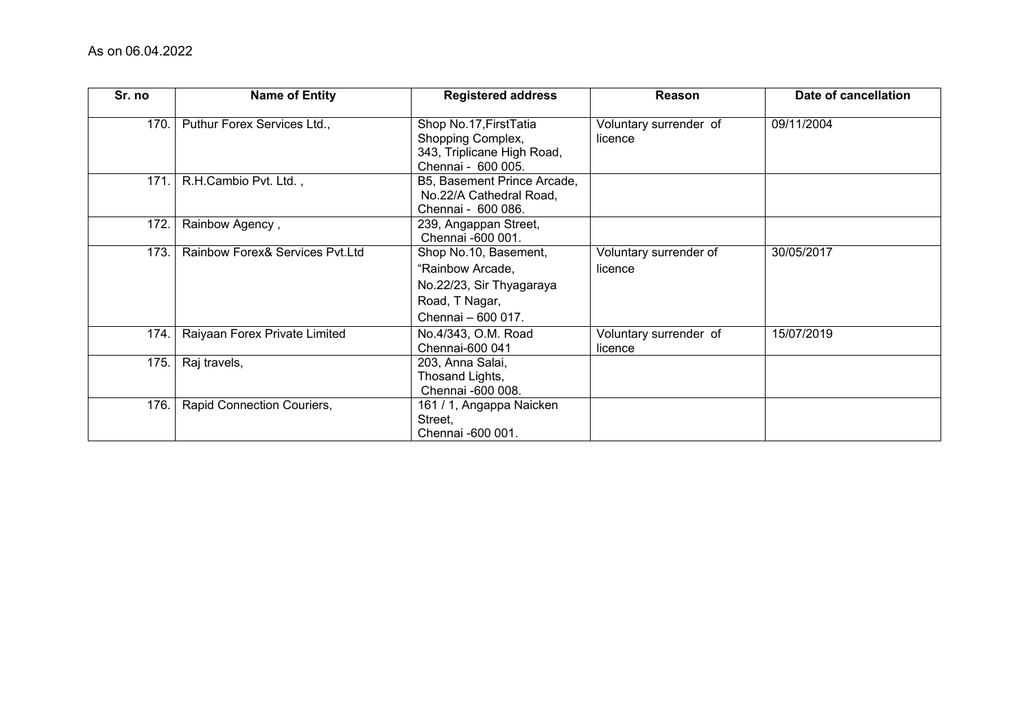As on 06.04.2022

| Sr. no | Name of Entity | Registered address | Reason | Date of cancellation |
|---|---|---|---|---|
| 170. | Puthur Forex Services Ltd., | Shop No.17,FirstTatia Shopping Complex, 343, Triplicane High Road, Chennai - 600 005. | Voluntary surrender of licence | 09/11/2004 |
| 171. | R.H.Cambio Pvt. Ltd. , | B5, Basement Prince Arcade, No.22/A Cathedral Road, Chennai - 600 086. | | |
| 172. | Rainbow Agency , | 239, Angappan Street, Chennai -600 001. | | |
| 173. | Rainbow Forex& Services Pvt.Ltd | Shop No.10, Basement, "Rainbow Arcade, No.22/23, Sir Thyagaraya Road, T Nagar, Chennai – 600 017. | Voluntary surrender of licence | 30/05/2017 |
| 174. | Raiyaan Forex Private Limited | No.4/343, O.M. Road Chennai-600 041 | Voluntary surrender of licence | 15/07/2019 |
| 175. | Raj travels, | 203, Anna Salai, Thosand Lights, Chennai -600 008. | | |
| 176. | Rapid Connection Couriers, | 161 / 1, Angappa Naicken Street, Chennai -600 001. | | |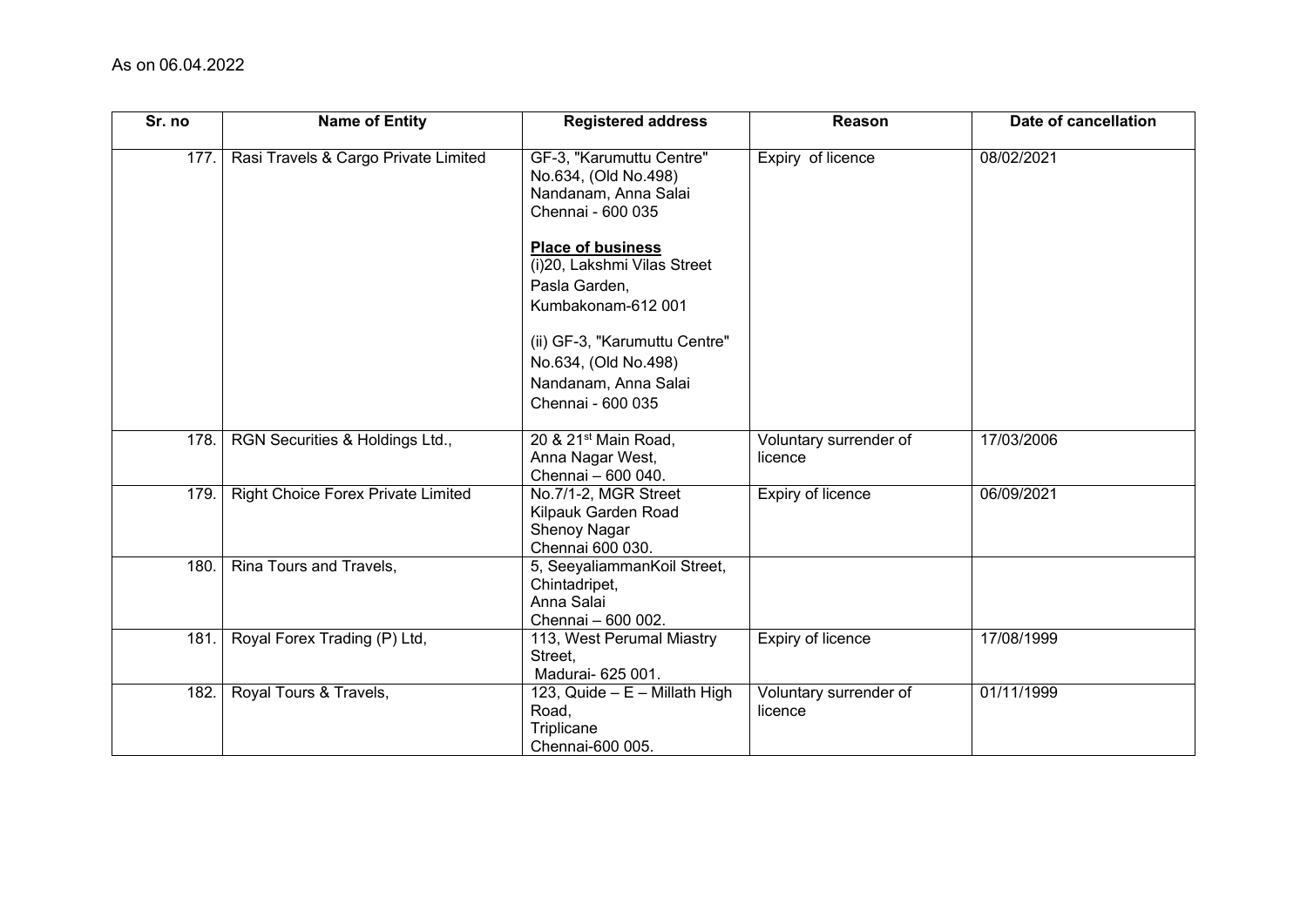As on 06.04.2022

| Sr. no | Name of Entity | Registered address | Reason | Date of cancellation |
|---|---|---|---|---|
| 177. | Rasi Travels & Cargo Private Limited | GF-3, "Karumuttu Centre" No.634, (Old No.498) Nandanam, Anna Salai Chennai - 600 035<br><br>**Place of business**<br>(i)20, Lakshmi Vilas Street Pasla Garden, Kumbakonam-612 001<br><br>(ii) GF-3, "Karumuttu Centre" No.634, (Old No.498) Nandanam, Anna Salai Chennai - 600 035 | Expiry of licence | 08/02/2021 |
| 178. | RGN Securities & Holdings Ltd., | 20 & 21st Main Road, Anna Nagar West, Chennai – 600 040. | Voluntary surrender of licence | 17/03/2006 |
| 179. | Right Choice Forex Private Limited | No.7/1-2, MGR Street Kilpauk Garden Road Shenoy Nagar Chennai 600 030. | Expiry of licence | 06/09/2021 |
| 180. | Rina Tours and Travels, | 5, SeeyaliammanKoil Street, Chintadripet, Anna Salai Chennai – 600 002. | | |
| 181. | Royal Forex Trading (P) Ltd, | 113, West Perumal Miastry Street, Madurai- 625 001. | Expiry of licence | 17/08/1999 |
| 182. | Royal Tours & Travels, | 123, Quide – E – Millath High Road, Triplicane Chennai-600 005. | Voluntary surrender of licence | 01/11/1999 |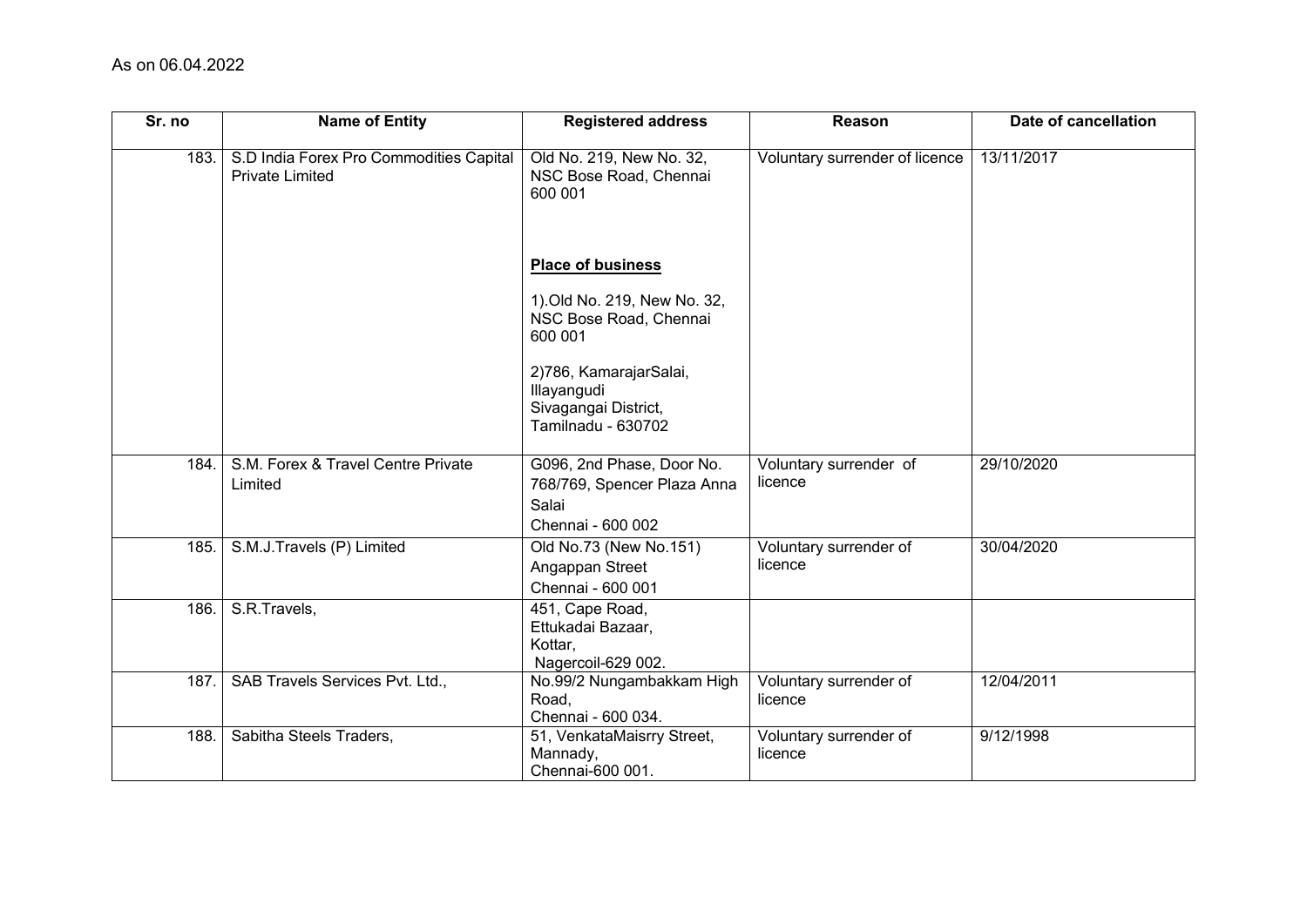As on 06.04.2022

| Sr. no | Name of Entity | Registered address | Reason | Date of cancellation |
|---|---|---|---|---|
| 183. | S.D India Forex Pro Commodities Capital Private Limited | Old No. 219, New No. 32, NSC Bose Road, Chennai 600 001<br><br>**Place of business**<br><br>1).Old No. 219, New No. 32, NSC Bose Road, Chennai 600 001<br><br>2)786, KamarajarSalai, Illayangudi Sivagangai District, Tamilnadu - 630702 | Voluntary surrender of licence | 13/11/2017 |
| 184. | S.M. Forex & Travel Centre Private Limited | G096, 2nd Phase, Door No. 768/769, Spencer Plaza Anna Salai Chennai - 600 002 | Voluntary surrender of licence | 29/10/2020 |
| 185. | S.M.J.Travels (P) Limited | Old No.73 (New No.151) Angappan Street Chennai - 600 001 | Voluntary surrender of licence | 30/04/2020 |
| 186. | S.R.Travels, | 451, Cape Road, Ettukadai Bazaar, Kottar, Nagercoil-629 002. | | |
| 187. | SAB Travels Services Pvt. Ltd., | No.99/2 Nungambakkam High Road, Chennai - 600 034. | Voluntary surrender of licence | 12/04/2011 |
| 188. | Sabitha Steels Traders, | 51, VenkataMaisrry Street, Mannady, Chennai-600 001. | Voluntary surrender of licence | 9/12/1998 |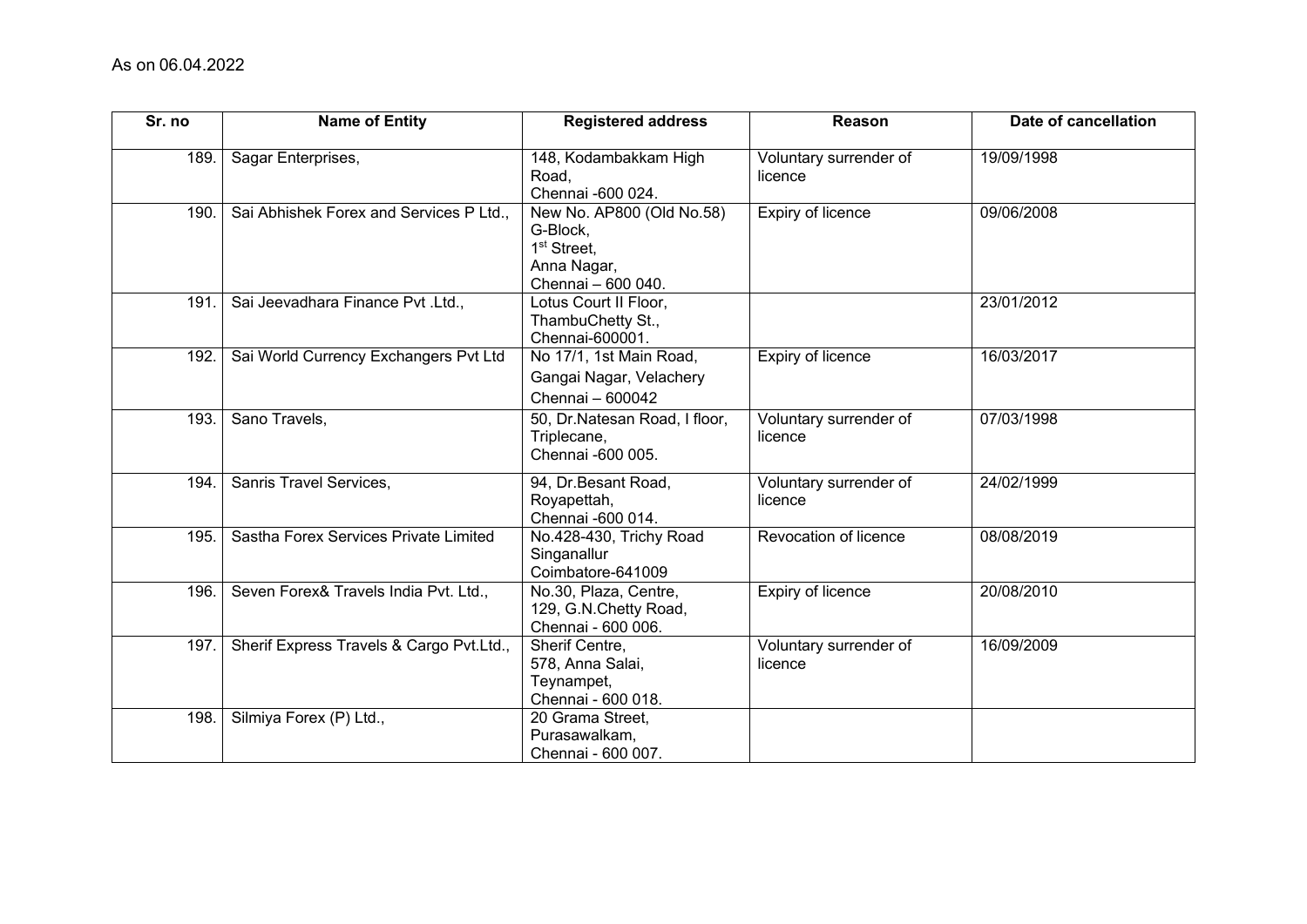As on 06.04.2022

| Sr. no | Name of Entity | Registered address | Reason | Date of cancellation |
|---|---|---|---|---|
| 189. | Sagar Enterprises, | 148, Kodambakkam High Road, Chennai -600 024. | Voluntary surrender of licence | 19/09/1998 |
| 190. | Sai Abhishek Forex and Services P Ltd., | New No. AP800 (Old No.58) G-Block, 1st Street, Anna Nagar, Chennai – 600 040. | Expiry of licence | 09/06/2008 |
| 191. | Sai Jeevadhara Finance Pvt .Ltd., | Lotus Court II Floor, ThambuChetty St., Chennai-600001. | | 23/01/2012 |
| 192. | Sai World Currency Exchangers Pvt Ltd | No 17/1, 1st Main Road, Gangai Nagar, Velachery Chennai – 600042 | Expiry of licence | 16/03/2017 |
| 193. | Sano Travels, | 50, Dr.Natesan Road, I floor, Triplecane, Chennai -600 005. | Voluntary surrender of licence | 07/03/1998 |
| 194. | Sanris Travel Services, | 94, Dr.Besant Road, Royapettah, Chennai -600 014. | Voluntary surrender of licence | 24/02/1999 |
| 195. | Sastha Forex Services Private Limited | No.428-430, Trichy Road Singanallur Coimbatore-641009 | Revocation of licence | 08/08/2019 |
| 196. | Seven Forex& Travels India Pvt. Ltd., | No.30, Plaza, Centre, 129, G.N.Chetty Road, Chennai - 600 006. | Expiry of licence | 20/08/2010 |
| 197. | Sherif Express Travels & Cargo Pvt.Ltd., | Sherif Centre, 578, Anna Salai, Teynampet, Chennai - 600 018. | Voluntary surrender of licence | 16/09/2009 |
| 198. | Silmiya Forex (P) Ltd., | 20 Grama Street, Purasawalkam, Chennai - 600 007. | | |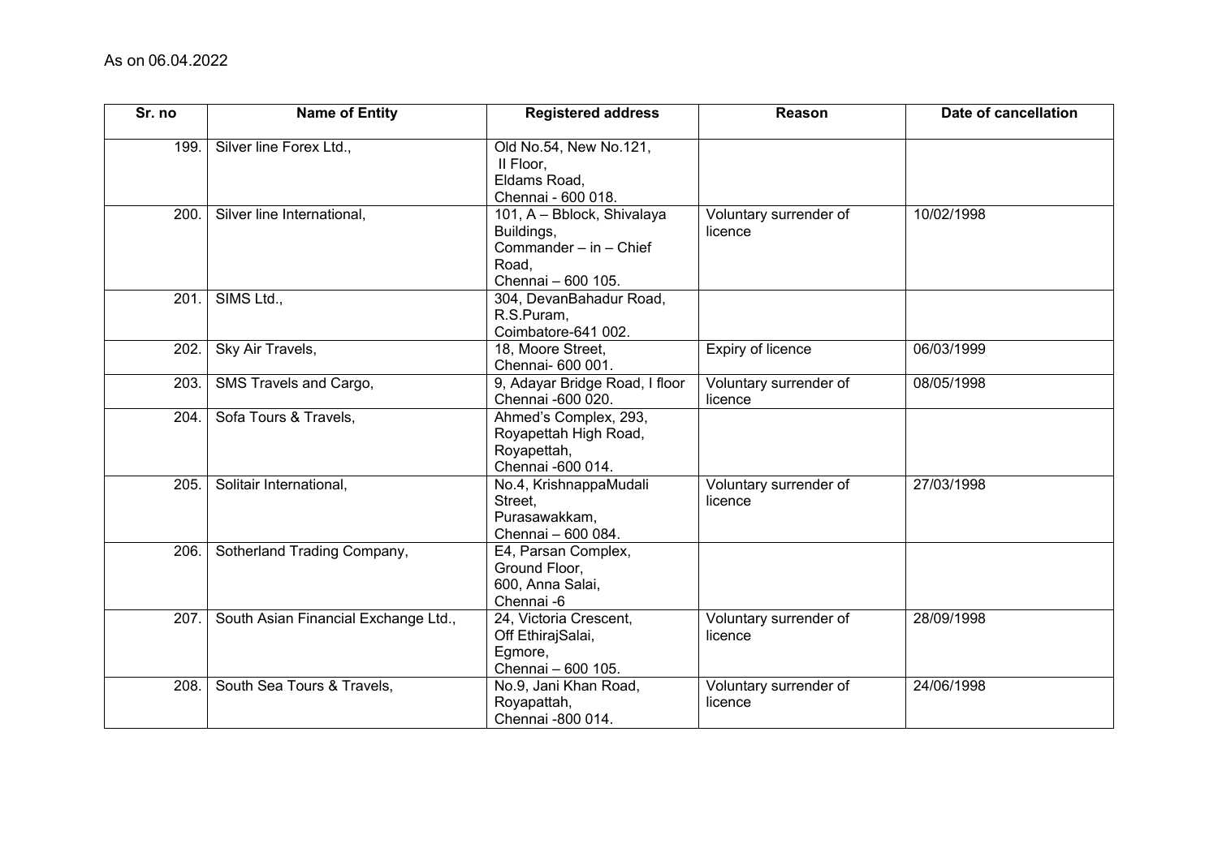As on 06.04.2022

| Sr. no | Name of Entity | Registered address | Reason | Date of cancellation |
|---|---|---|---|---|
| 199. | Silver line Forex Ltd., | Old No.54, New No.121, II Floor, Eldams Road, Chennai - 600 018. | | |
| 200. | Silver line International, | 101, A – Bblock, Shivalaya Buildings, Commander – in – Chief Road, Chennai – 600 105. | Voluntary surrender of licence | 10/02/1998 |
| 201. | SIMS Ltd., | 304, DevanBahadur Road, R.S.Puram, Coimbatore-641 002. | | |
| 202. | Sky Air Travels, | 18, Moore Street, Chennai- 600 001. | Expiry of licence | 06/03/1999 |
| 203. | SMS Travels and Cargo, | 9, Adayar Bridge Road, I floor Chennai -600 020. | Voluntary surrender of licence | 08/05/1998 |
| 204. | Sofa Tours & Travels, | Ahmed's Complex, 293, Royapettah High Road, Royapettah, Chennai -600 014. | | |
| 205. | Solitair International, | No.4, KrishnappaMudali Street, Purasawakkam, Chennai – 600 084. | Voluntary surrender of licence | 27/03/1998 |
| 206. | Sotherland Trading Company, | E4, Parsan Complex, Ground Floor, 600, Anna Salai, Chennai -6 | | |
| 207. | South Asian Financial Exchange Ltd., | 24, Victoria Crescent, Off EthirajSalai, Egmore, Chennai – 600 105. | Voluntary surrender of licence | 28/09/1998 |
| 208. | South Sea Tours & Travels, | No.9, Jani Khan Road, Royapattah, Chennai -800 014. | Voluntary surrender of licence | 24/06/1998 |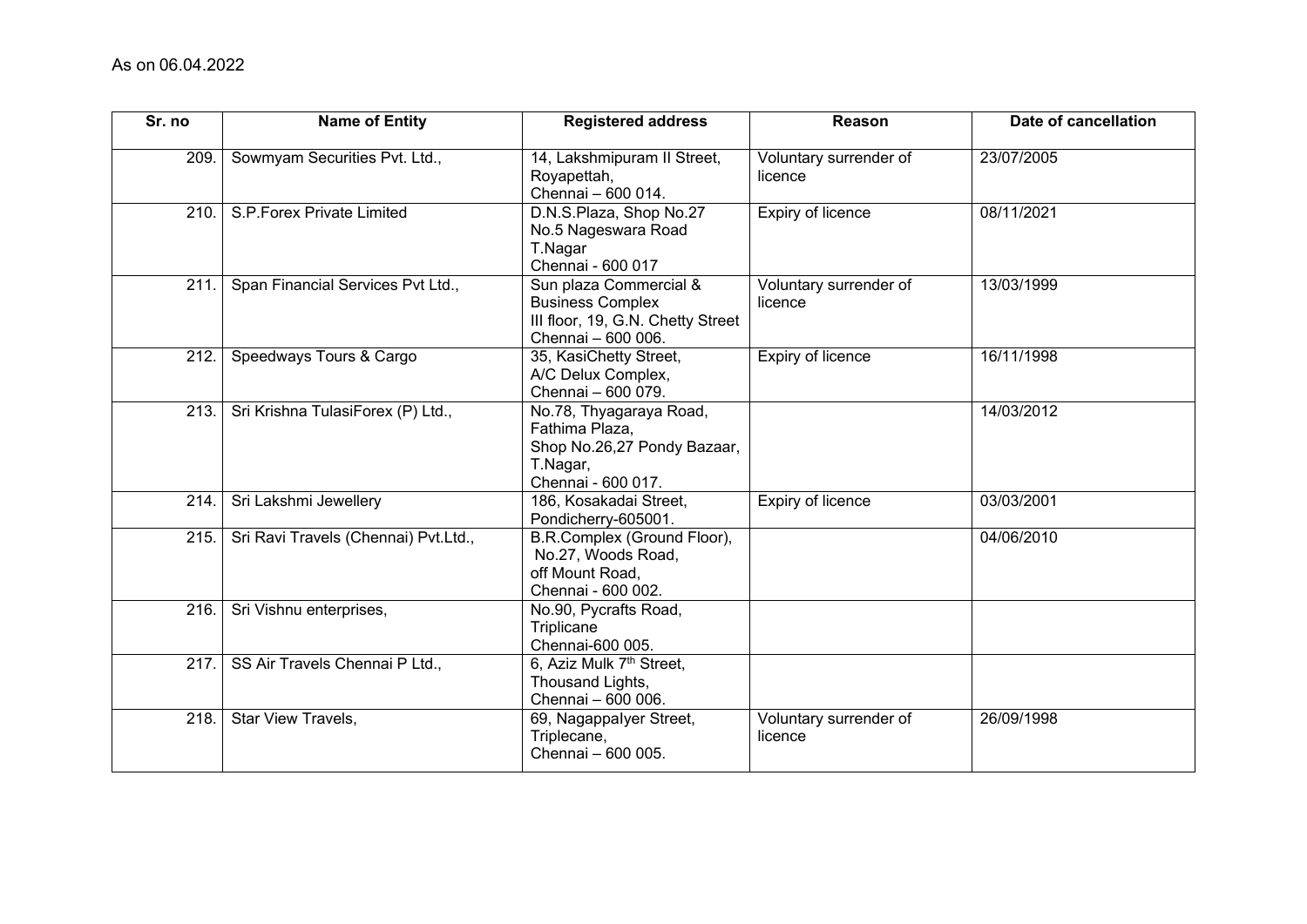As on 06.04.2022

| Sr. no | Name of Entity | Registered address | Reason | Date of cancellation |
|---|---|---|---|---|
| 209. | Sowmyam Securities Pvt. Ltd., | 14, Lakshmipuram II Street, Royapettah, Chennai – 600 014. | Voluntary surrender of licence | 23/07/2005 |
| 210. | S.P.Forex Private Limited | D.N.S.Plaza, Shop No.27 No.5 Nageswara Road T.Nagar Chennai - 600 017 | Expiry of licence | 08/11/2021 |
| 211. | Span Financial Services Pvt Ltd., | Sun plaza Commercial & Business Complex III floor, 19, G.N. Chetty Street Chennai – 600 006. | Voluntary surrender of licence | 13/03/1999 |
| 212. | Speedways Tours & Cargo | 35, KasiChetty Street, A/C Delux Complex, Chennai – 600 079. | Expiry of licence | 16/11/1998 |
| 213. | Sri Krishna TulasiForex (P) Ltd., | No.78, Thyagaraya Road, Fathima Plaza, Shop No.26,27 Pondy Bazaar, T.Nagar, Chennai - 600 017. | | 14/03/2012 |
| 214. | Sri Lakshmi Jewellery | 186, Kosakadai Street, Pondicherry-605001. | Expiry of licence | 03/03/2001 |
| 215. | Sri Ravi Travels (Chennai) Pvt.Ltd., | B.R.Complex (Ground Floor), No.27, Woods Road, off Mount Road, Chennai - 600 002. | | 04/06/2010 |
| 216. | Sri Vishnu enterprises, | No.90, Pycrafts Road, Triplicane Chennai-600 005. | | |
| 217. | SS Air Travels Chennai P Ltd., | 6, Aziz Mulk 7th Street, Thousand Lights, Chennai – 600 006. | | |
| 218. | Star View Travels, | 69, NagappaIyer Street, Triplecane, Chennai – 600 005. | Voluntary surrender of licence | 26/09/1998 |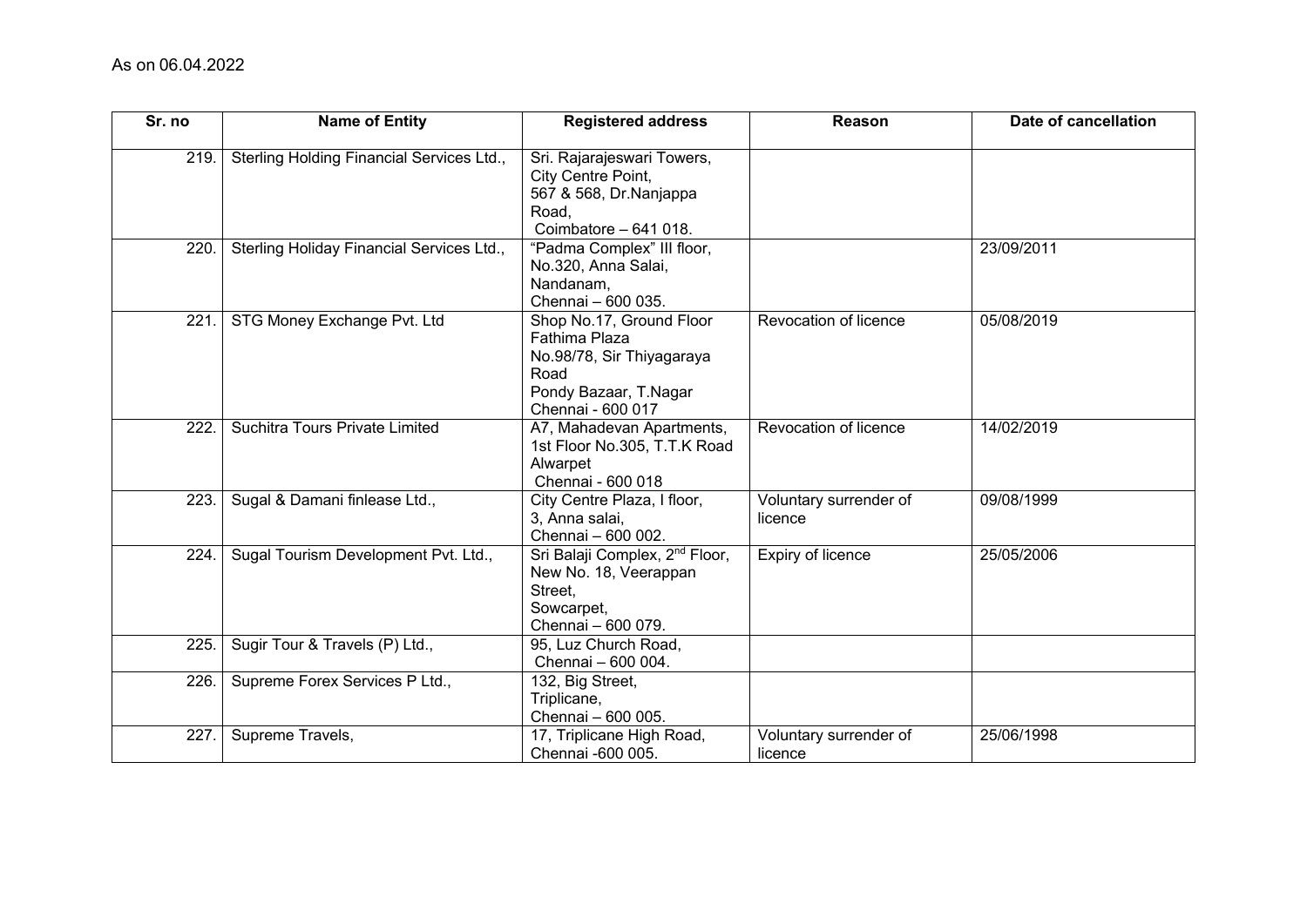As on 06.04.2022

| Sr. no | Name of Entity | Registered address | Reason | Date of cancellation |
|---|---|---|---|---|
| 219. | Sterling Holding Financial Services Ltd., | Sri. Rajarajeswari Towers, City Centre Point, 567 & 568, Dr.Nanjappa Road, Coimbatore – 641 018. | | |
| 220. | Sterling Holiday Financial Services Ltd., | "Padma Complex" III floor, No.320, Anna Salai, Nandanam, Chennai – 600 035. | | 23/09/2011 |
| 221. | STG Money Exchange Pvt. Ltd | Shop No.17, Ground Floor Fathima Plaza No.98/78, Sir Thiyagaraya Road Pondy Bazaar, T.Nagar Chennai - 600 017 | Revocation of licence | 05/08/2019 |
| 222. | Suchitra Tours Private Limited | A7, Mahadevan Apartments, 1st Floor No.305, T.T.K Road Alwarpet Chennai - 600 018 | Revocation of licence | 14/02/2019 |
| 223. | Sugal & Damani finlease Ltd., | City Centre Plaza, I floor, 3, Anna salai, Chennai – 600 002. | Voluntary surrender of licence | 09/08/1999 |
| 224. | Sugal Tourism Development Pvt. Ltd., | Sri Balaji Complex, 2nd Floor, New No. 18, Veerappan Street, Sowcarpet, Chennai – 600 079. | Expiry of licence | 25/05/2006 |
| 225. | Sugir Tour & Travels (P) Ltd., | 95, Luz Church Road, Chennai – 600 004. | | |
| 226. | Supreme Forex Services P Ltd., | 132, Big Street, Triplicane, Chennai – 600 005. | | |
| 227. | Supreme Travels, | 17, Triplicane High Road, Chennai -600 005. | Voluntary surrender of licence | 25/06/1998 |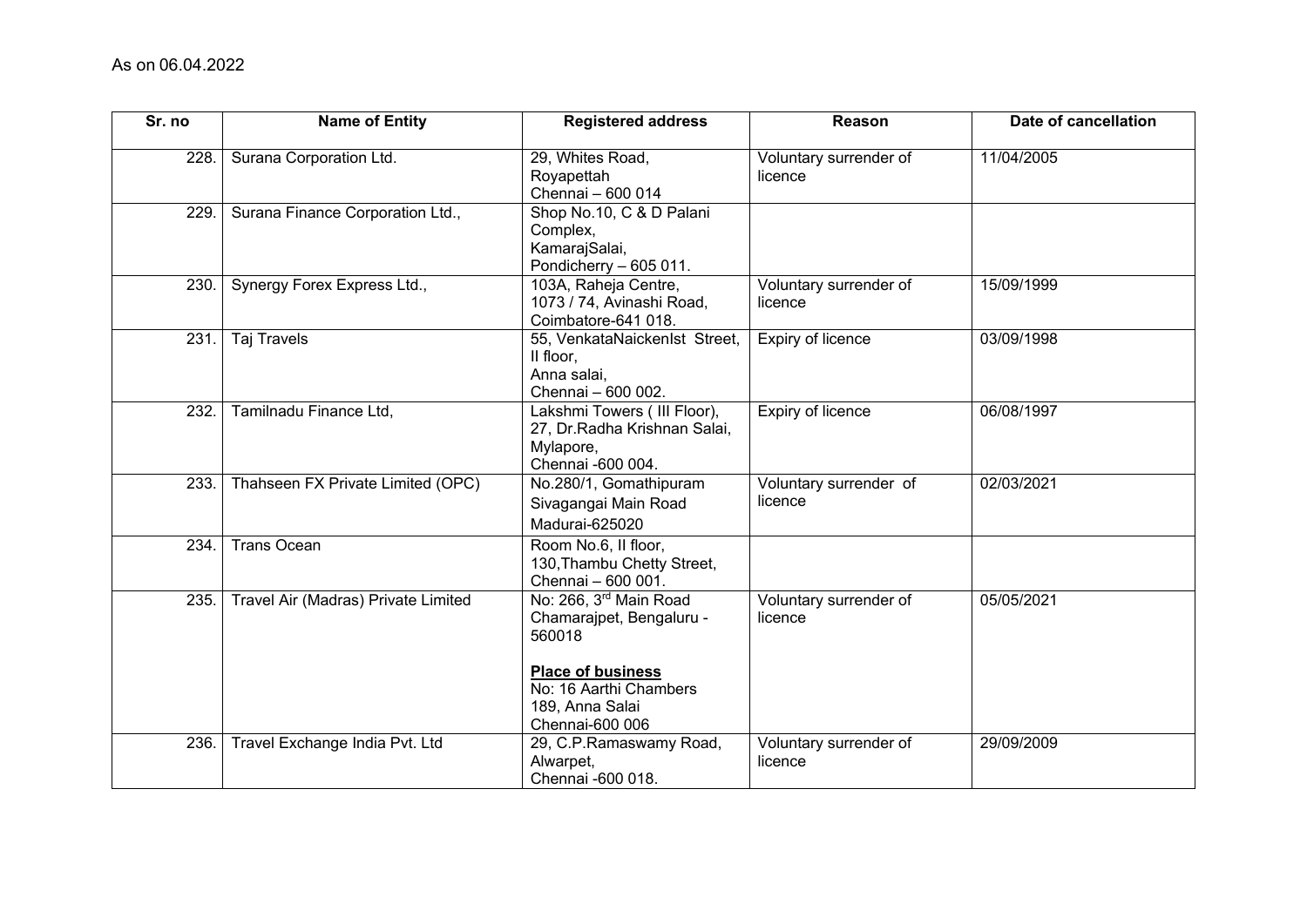As on 06.04.2022

| Sr. no | Name of Entity | Registered address | Reason | Date of cancellation |
|---|---|---|---|---|
| 228. | Surana Corporation Ltd. | 29, Whites Road, Royapettah Chennai – 600 014 | Voluntary surrender of licence | 11/04/2005 |
| 229. | Surana Finance Corporation Ltd., | Shop No.10, C & D Palani Complex, KamarajSalai, Pondicherry – 605 011. | | |
| 230. | Synergy Forex Express Ltd., | 103A, Raheja Centre, 1073 / 74, Avinashi Road, Coimbatore-641 018. | Voluntary surrender of licence | 15/09/1999 |
| 231. | Taj Travels | 55, VenkataNaickenIst Street, II floor, Anna salai, Chennai – 600 002. | Expiry of licence | 03/09/1998 |
| 232. | Tamilnadu Finance Ltd, | Lakshmi Towers ( III Floor), 27, Dr.Radha Krishnan Salai, Mylapore, Chennai -600 004. | Expiry of licence | 06/08/1997 |
| 233. | Thahseen FX Private Limited (OPC) | No.280/1, Gomathipuram Sivagangai Main Road Madurai-625020 | Voluntary surrender of licence | 02/03/2021 |
| 234. | Trans Ocean | Room No.6, II floor, 130,Thambu Chetty Street, Chennai – 600 001. | | |
| 235. | Travel Air (Madras) Private Limited | No: 266, 3rd Main Road Chamarajpet, Bengaluru - 560018<br><br>**Place of business**<br>No: 16 Aarthi Chambers 189, Anna Salai Chennai-600 006 | Voluntary surrender of licence | 05/05/2021 |
| 236. | Travel Exchange India Pvt. Ltd | 29, C.P.Ramaswamy Road, Alwarpet, Chennai -600 018. | Voluntary surrender of licence | 29/09/2009 |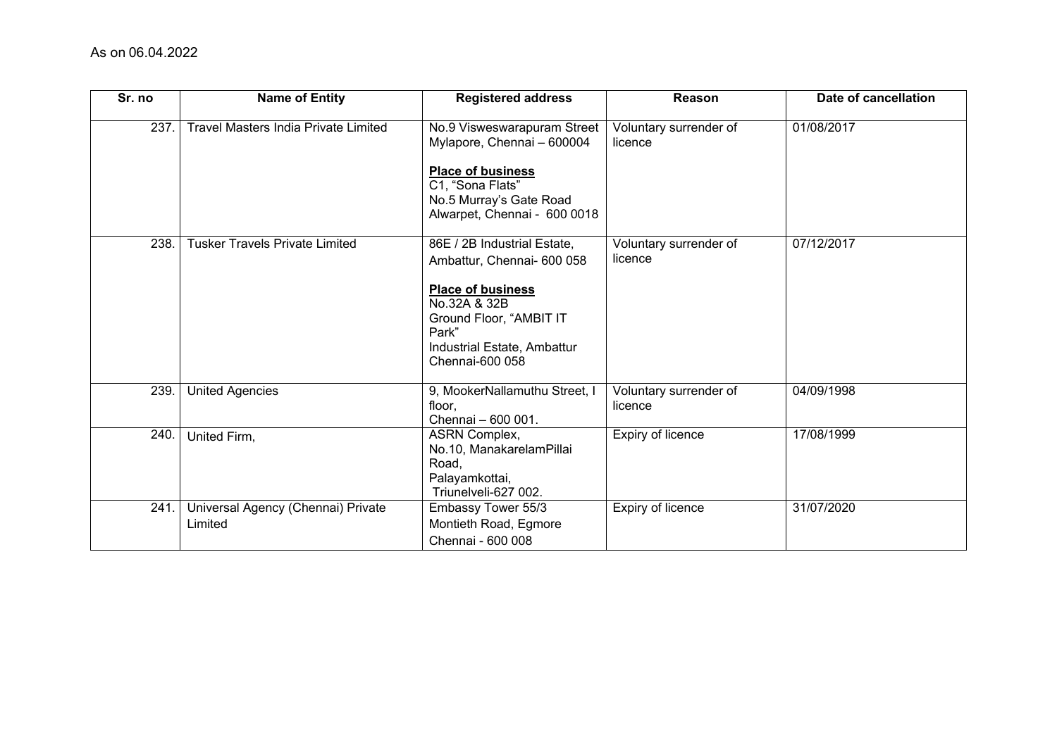As on 06.04.2022

| Sr. no | Name of Entity | Registered address | Reason | Date of cancellation |
|---|---|---|---|---|
| 237. | Travel Masters India Private Limited | No.9 Visweswarapuram Street Mylapore, Chennai – 600004<br><br>**Place of business**<br>C1, "Sona Flats"<br>No.5 Murray's Gate Road<br>Alwarpet, Chennai - 600 0018 | Voluntary surrender of licence | 01/08/2017 |
| 238. | Tusker Travels Private Limited | 86E / 2B Industrial Estate, Ambattur, Chennai- 600 058<br><br>**Place of business**<br>No.32A & 32B<br>Ground Floor, "AMBIT IT Park"<br>Industrial Estate, Ambattur<br>Chennai-600 058 | Voluntary surrender of licence | 07/12/2017 |
| 239. | United Agencies | 9, MookerNallamuthu Street, I floor,<br>Chennai – 600 001. | Voluntary surrender of licence | 04/09/1998 |
| 240. | United Firm, | ASRN Complex,<br>No.10, ManakarelamPillai Road,<br>Palayamkottai,<br>Triunelveli-627 002. | Expiry of licence | 17/08/1999 |
| 241. | Universal Agency (Chennai) Private Limited | Embassy Tower 55/3<br>Montieth Road, Egmore<br>Chennai - 600 008 | Expiry of licence | 31/07/2020 |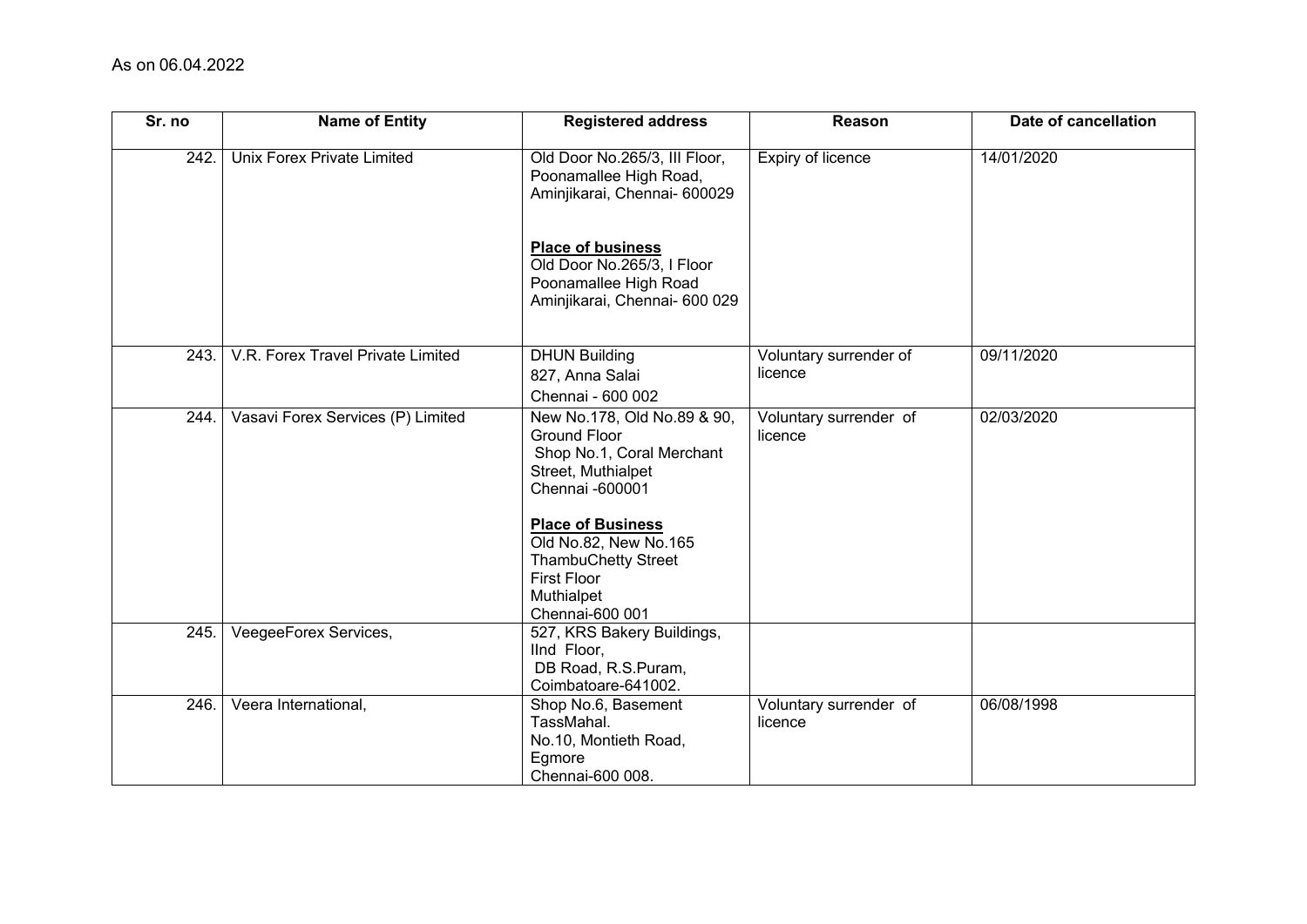As on 06.04.2022

| Sr. no | Name of Entity | Registered address | Reason | Date of cancellation |
|---|---|---|---|---|
| 242. | Unix Forex Private Limited | Old Door No.265/3, III Floor, Poonamallee High Road, Aminjikarai, Chennai- 600029<br><br>**Place of business**<br>Old Door No.265/3, I Floor Poonamallee High Road Aminjikarai, Chennai- 600 029 | Expiry of licence | 14/01/2020 |
| 243. | V.R. Forex Travel Private Limited | DHUN Building<br>827, Anna Salai<br>Chennai - 600 002 | Voluntary surrender of licence | 09/11/2020 |
| 244. | Vasavi Forex Services (P) Limited | New No.178, Old No.89 & 90, Ground Floor<br>Shop No.1, Coral Merchant Street, Muthialpet<br>Chennai -600001<br><br>**Place of Business**<br>Old No.82, New No.165<br>ThambuChetty Street<br>First Floor<br>Muthialpet<br>Chennai-600 001 | Voluntary surrender of licence | 02/03/2020 |
| 245. | VeegeeForex Services, | 527, KRS Bakery Buildings, IInd Floor,<br>DB Road, R.S.Puram,<br>Coimbatoare-641002. | | |
| 246. | Veera International, | Shop No.6, Basement<br>TassMahal.<br>No.10, Montieth Road,<br>Egmore<br>Chennai-600 008. | Voluntary surrender of licence | 06/08/1998 |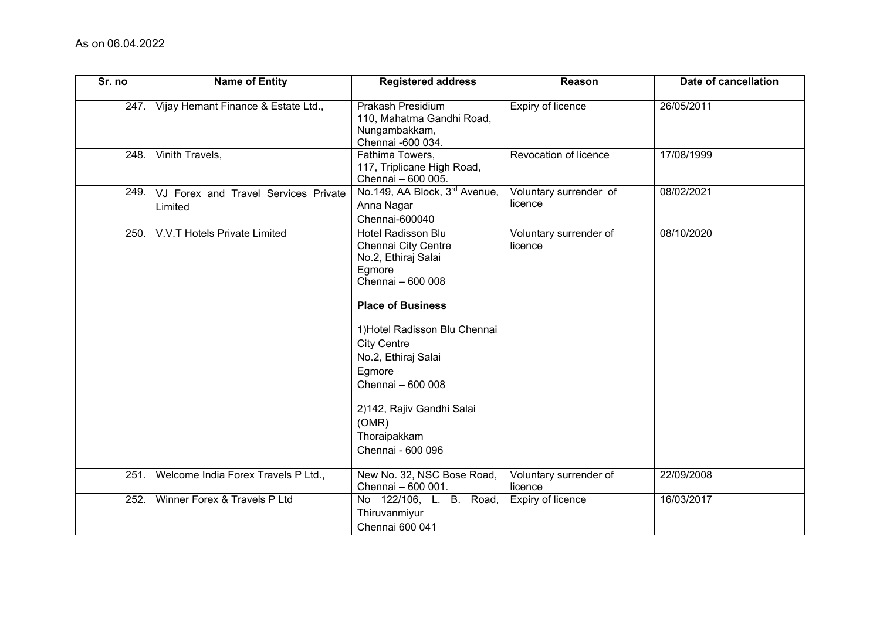As on 06.04.2022

| Sr. no | Name of Entity | Registered address | Reason | Date of cancellation |
|---|---|---|---|---|
| 247. | Vijay Hemant Finance & Estate Ltd., | Prakash Presidium 110, Mahatma Gandhi Road, Nungambakkam, Chennai -600 034. | Expiry of licence | 26/05/2011 |
| 248. | Vinith Travels, | Fathima Towers, 117, Triplicane High Road, Chennai – 600 005. | Revocation of licence | 17/08/1999 |
| 249. | VJ Forex and Travel Services Private Limited | No.149, AA Block, 3rd Avenue, Anna Nagar Chennai-600040 | Voluntary surrender of licence | 08/02/2021 |
| 250. | V.V.T Hotels Private Limited | Hotel Radisson Blu Chennai City Centre No.2, Ethiraj Salai Egmore Chennai – 600 008 **Place of Business** 1)Hotel Radisson Blu Chennai City Centre No.2, Ethiraj Salai Egmore Chennai – 600 008 2)142, Rajiv Gandhi Salai (OMR) Thoraipakkam Chennai - 600 096 | Voluntary surrender of licence | 08/10/2020 |
| 251. | Welcome India Forex Travels P Ltd., | New No. 32, NSC Bose Road, Chennai – 600 001. | Voluntary surrender of licence | 22/09/2008 |
| 252. | Winner Forex & Travels P Ltd | No 122/106, L. B. Road, Thiruvanmiyur Chennai 600 041 | Expiry of licence | 16/03/2017 |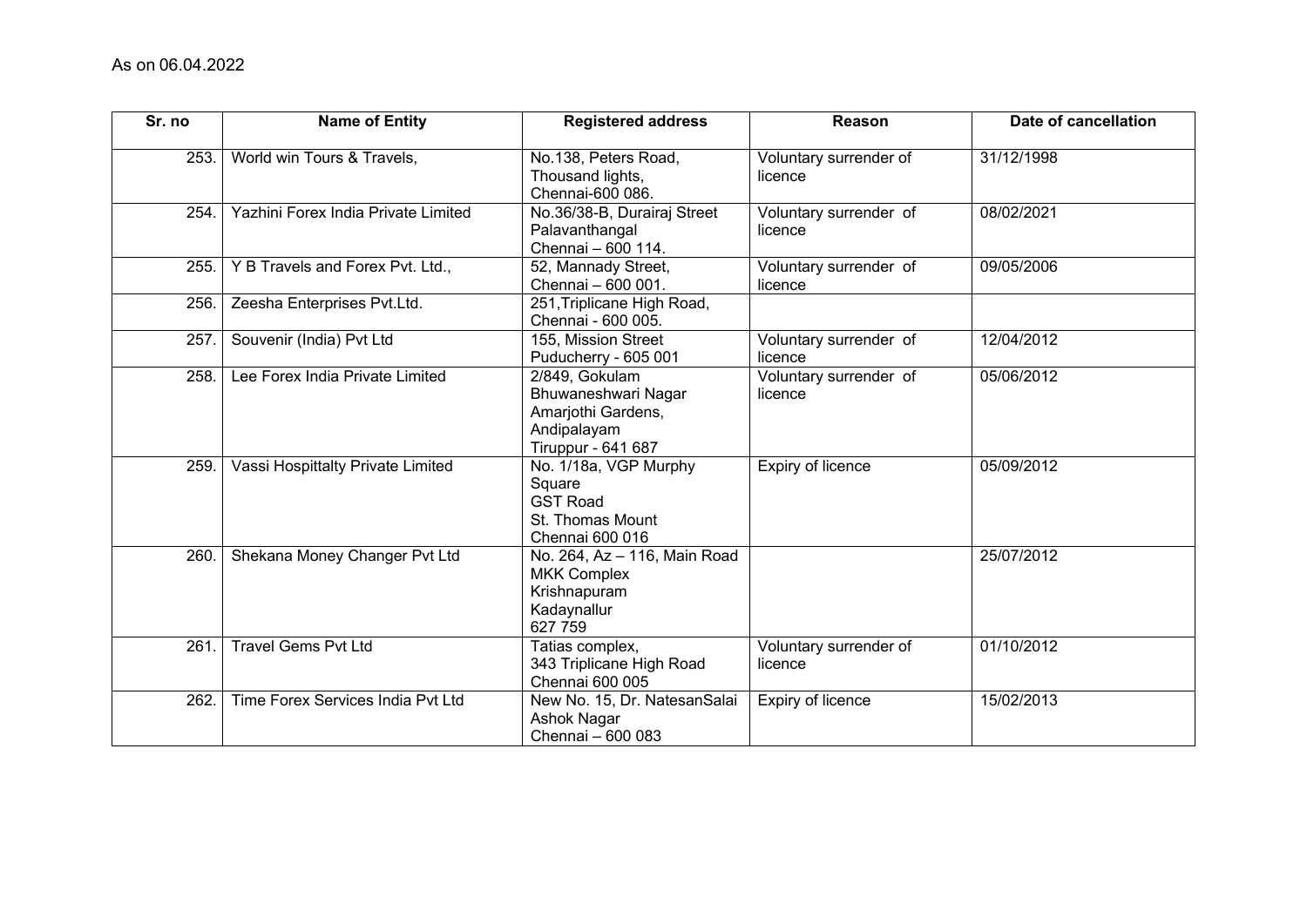As on 06.04.2022

| Sr. no | Name of Entity | Registered address | Reason | Date of cancellation |
|---|---|---|---|---|
| 253. | World win Tours & Travels, | No.138, Peters Road, Thousand lights, Chennai-600 086. | Voluntary surrender of licence | 31/12/1998 |
| 254. | Yazhini Forex India Private Limited | No.36/38-B, Durairaj Street Palavanthangal Chennai – 600 114. | Voluntary surrender of licence | 08/02/2021 |
| 255. | Y B Travels and Forex Pvt. Ltd., | 52, Mannady Street, Chennai – 600 001. | Voluntary surrender of licence | 09/05/2006 |
| 256. | Zeesha Enterprises Pvt.Ltd. | 251,Triplicane High Road, Chennai - 600 005. | | |
| 257. | Souvenir (India) Pvt Ltd | 155, Mission Street Puducherry - 605 001 | Voluntary surrender of licence | 12/04/2012 |
| 258. | Lee Forex India Private Limited | 2/849, Gokulam Bhuwaneshwari Nagar Amarjothi Gardens, Andipalayam Tiruppur - 641 687 | Voluntary surrender of licence | 05/06/2012 |
| 259. | Vassi Hospittalty Private Limited | No. 1/18a, VGP Murphy Square GST Road St. Thomas Mount Chennai 600 016 | Expiry of licence | 05/09/2012 |
| 260. | Shekana Money Changer Pvt Ltd | No. 264, Az – 116, Main Road MKK Complex Krishnapuram Kadaynallur 627 759 | | 25/07/2012 |
| 261. | Travel Gems Pvt Ltd | Tatias complex, 343 Triplicane High Road Chennai 600 005 | Voluntary surrender of licence | 01/10/2012 |
| 262. | Time Forex Services India Pvt Ltd | New No. 15, Dr. NatesanSalai Ashok Nagar Chennai – 600 083 | Expiry of licence | 15/02/2013 |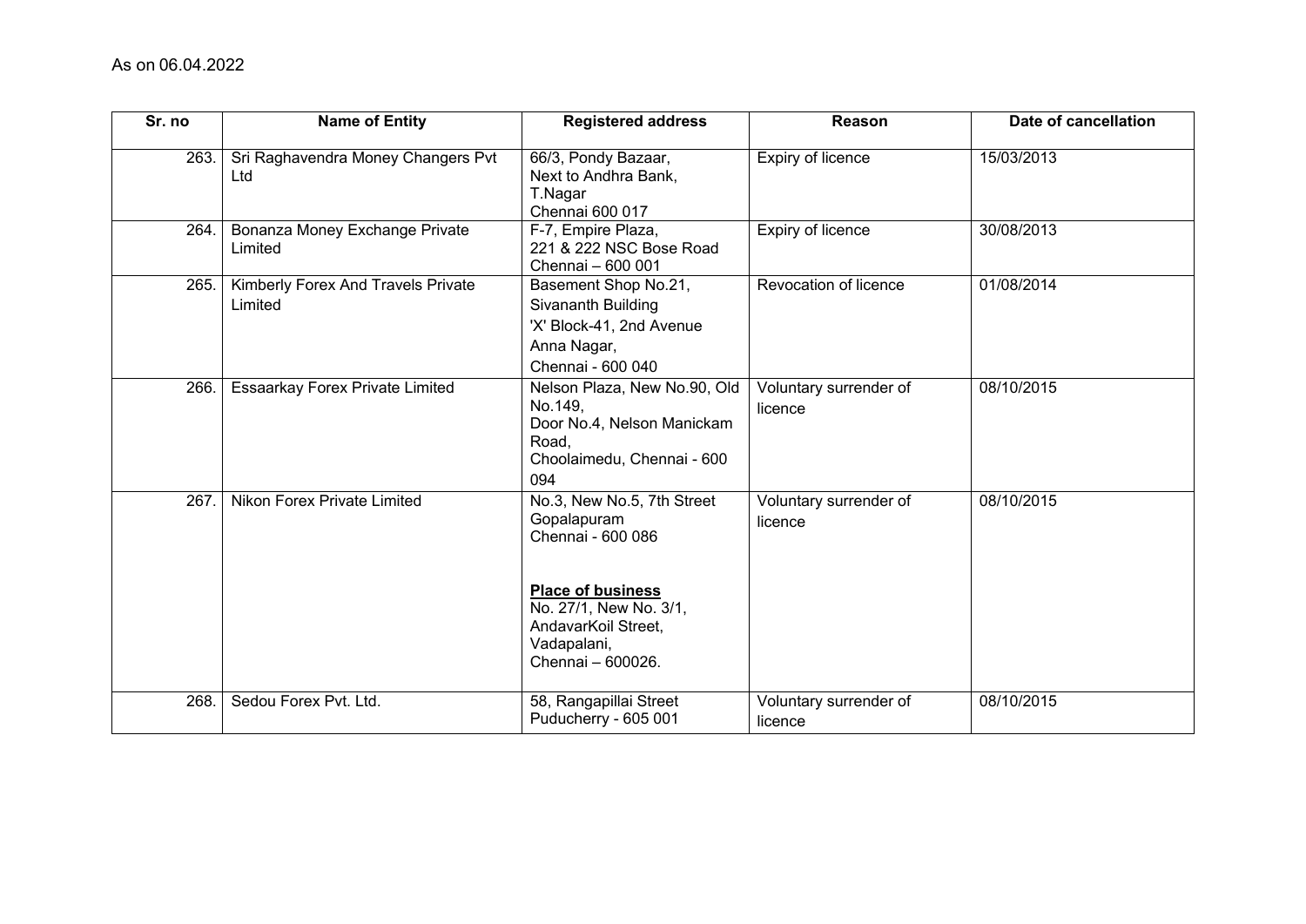As on 06.04.2022

| Sr. no | Name of Entity | Registered address | Reason | Date of cancellation |
|---|---|---|---|---|
| 263. | Sri Raghavendra Money Changers Pvt Ltd | 66/3, Pondy Bazaar, Next to Andhra Bank, T.Nagar Chennai 600 017 | Expiry of licence | 15/03/2013 |
| 264. | Bonanza Money Exchange Private Limited | F-7, Empire Plaza, 221 & 222 NSC Bose Road Chennai – 600 001 | Expiry of licence | 30/08/2013 |
| 265. | Kimberly Forex And Travels Private Limited | Basement Shop No.21, Sivananth Building 'X' Block-41, 2nd Avenue Anna Nagar, Chennai - 600 040 | Revocation of licence | 01/08/2014 |
| 266. | Essaarkay Forex Private Limited | Nelson Plaza, New No.90, Old No.149, Door No.4, Nelson Manickam Road, Choolaimedu, Chennai - 600 094 | Voluntary surrender of licence | 08/10/2015 |
| 267. | Nikon Forex Private Limited | No.3, New No.5, 7th Street Gopalapuram Chennai - 600 086<br><br>**Place of business**<br>No. 27/1, New No. 3/1, AndavarKoil Street, Vadapalani, Chennai – 600026. | Voluntary surrender of licence | 08/10/2015 |
| 268. | Sedou Forex Pvt. Ltd. | 58, Rangapillai Street Puducherry - 605 001 | Voluntary surrender of licence | 08/10/2015 |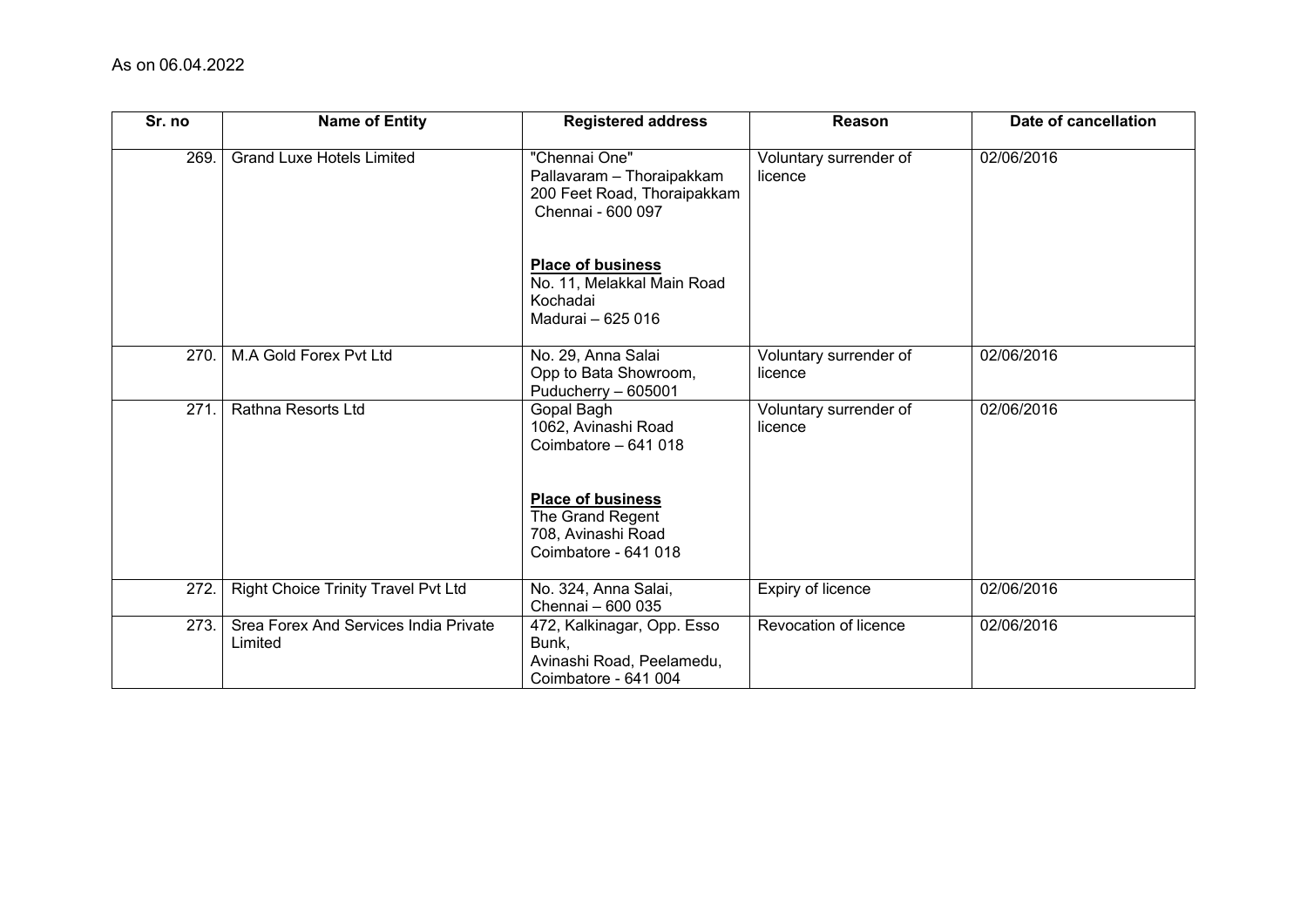As on 06.04.2022

| Sr. no | Name of Entity | Registered address | Reason | Date of cancellation |
|---|---|---|---|---|
| 269. | Grand Luxe Hotels Limited | "Chennai One" Pallavaram – Thoraipakkam 200 Feet Road, Thoraipakkam Chennai - 600 097 <br><br> **Place of business** <br> No. 11, Melakkal Main Road Kochadai Madurai – 625 016 | Voluntary surrender of licence | 02/06/2016 |
| 270. | M.A Gold Forex Pvt Ltd | No. 29, Anna Salai Opp to Bata Showroom, Puducherry – 605001 | Voluntary surrender of licence | 02/06/2016 |
| 271. | Rathna Resorts Ltd | Gopal Bagh 1062, Avinashi Road Coimbatore – 641 018 <br><br> **Place of business** <br> The Grand Regent 708, Avinashi Road Coimbatore - 641 018 | Voluntary surrender of licence | 02/06/2016 |
| 272. | Right Choice Trinity Travel Pvt Ltd | No. 324, Anna Salai, Chennai – 600 035 | Expiry of licence | 02/06/2016 |
| 273. | Srea Forex And Services India Private Limited | 472, Kalkinagar, Opp. Esso Bunk, Avinashi Road, Peelamedu, Coimbatore - 641 004 | Revocation of licence | 02/06/2016 |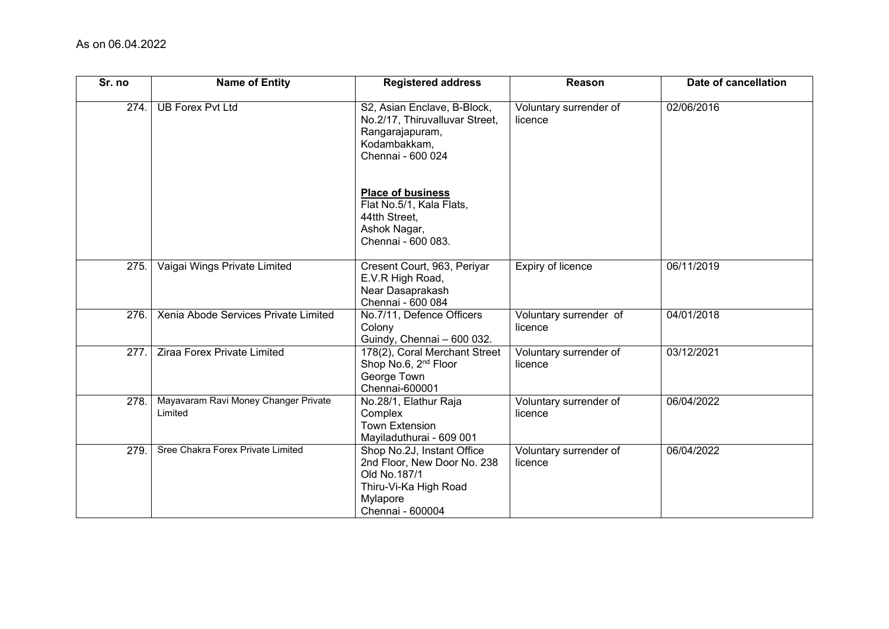As on 06.04.2022

| Sr. no | Name of Entity | Registered address | Reason | Date of cancellation |
|---|---|---|---|---|
| 274. | UB Forex Pvt Ltd | S2, Asian Enclave, B-Block, No.2/17, Thiruvalluvar Street, Rangarajapuram, Kodambakkam, Chennai - 600 024<br><br>**Place of business**<br>Flat No.5/1, Kala Flats, 44tth Street, Ashok Nagar, Chennai - 600 083. | Voluntary surrender of licence | 02/06/2016 |
| 275. | Vaigai Wings Private Limited | Cresent Court, 963, Periyar E.V.R High Road, Near Dasaprakash Chennai - 600 084 | Expiry of licence | 06/11/2019 |
| 276. | Xenia Abode Services Private Limited | No.7/11, Defence Officers Colony Guindy, Chennai – 600 032. | Voluntary surrender of licence | 04/01/2018 |
| 277. | Ziraa Forex Private Limited | 178(2), Coral Merchant Street Shop No.6, 2nd Floor George Town Chennai-600001 | Voluntary surrender of licence | 03/12/2021 |
| 278. | Mayavaram Ravi Money Changer Private Limited | No.28/1, Elathur Raja Complex Town Extension Mayiladuthurai - 609 001 | Voluntary surrender of licence | 06/04/2022 |
| 279. | Sree Chakra Forex Private Limited | Shop No.2J, Instant Office 2nd Floor, New Door No. 238 Old No.187/1 Thiru-Vi-Ka High Road Mylapore Chennai - 600004 | Voluntary surrender of licence | 06/04/2022 |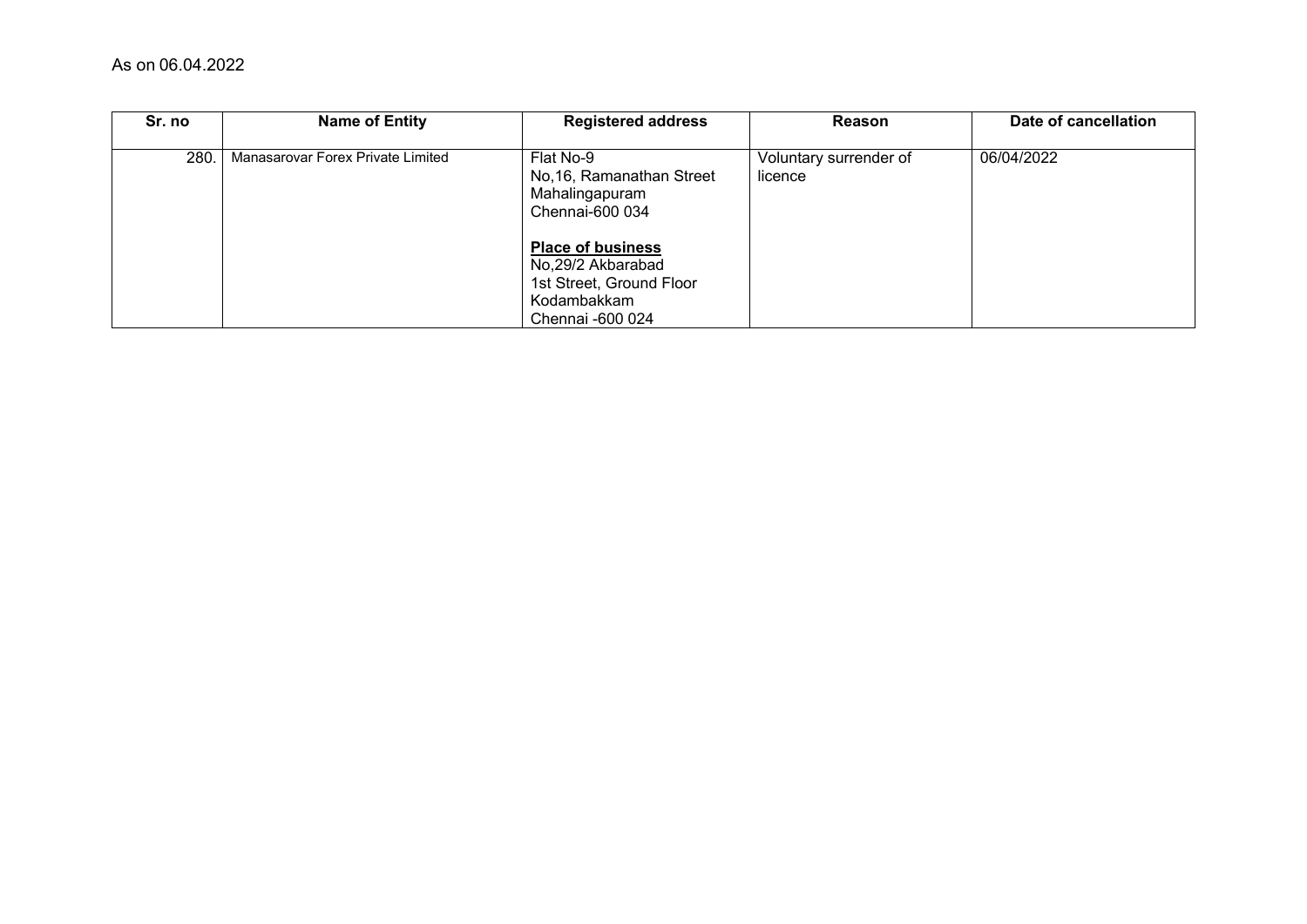As on 06.04.2022

| Sr. no | Name of Entity | Registered address | Reason | Date of cancellation |
|---|---|---|---|---|
| 280. | Manasarovar Forex Private Limited | Flat No-9<br>No,16, Ramanathan Street<br>Mahalingapuram<br>Chennai-600 034<br><br>**Place of business**<br>No,29/2 Akbarabad<br>1st Street, Ground Floor<br>Kodambakkam<br>Chennai -600 024 | Voluntary surrender of licence | 06/04/2022 |